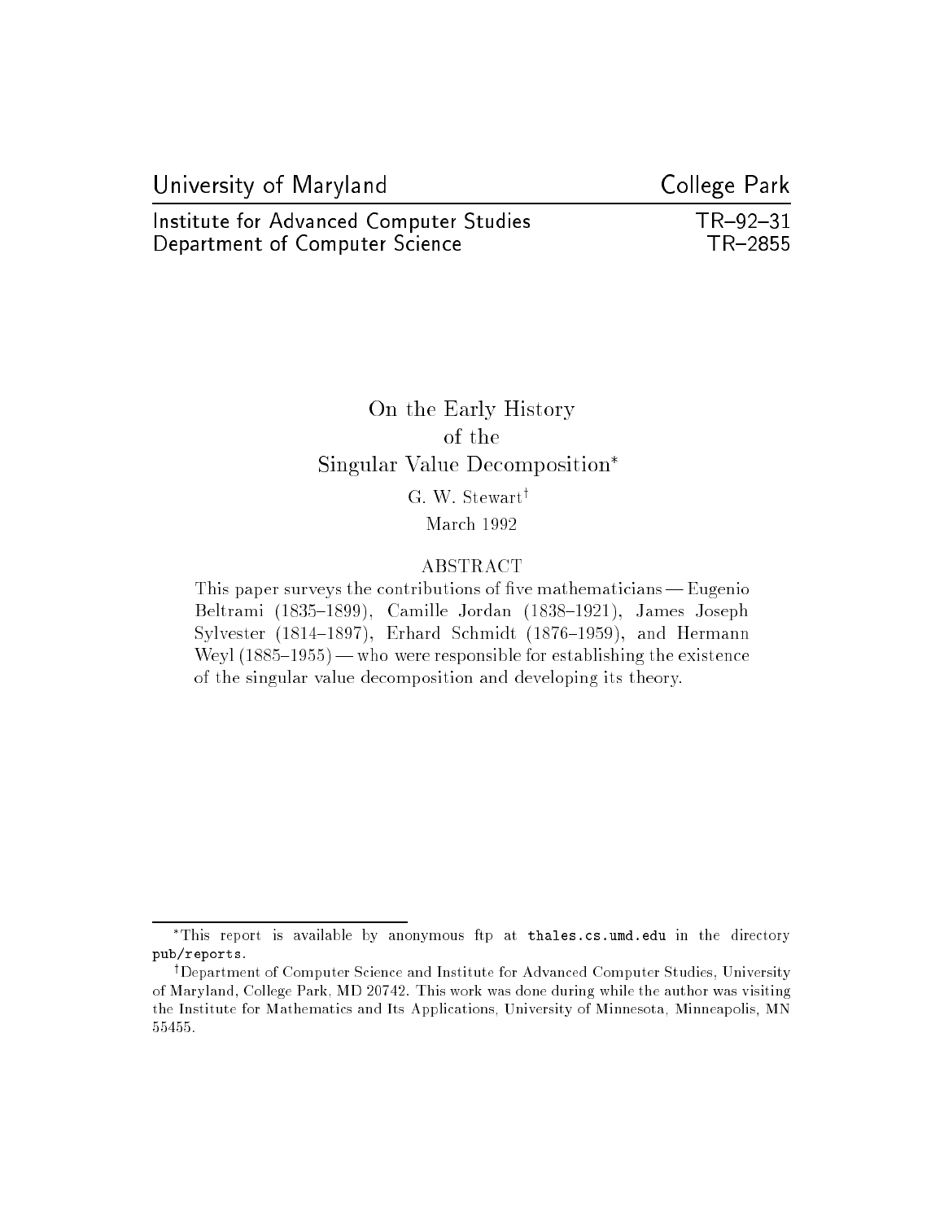University of Maryland — College Park

Institute for Advanced Computer Studies — TR–92–31
Department of Computer Science — TR–2855

# On the Early History of the Singular Value Decomposition*

G. W. Stewart†

March 1992

## ABSTRACT

This paper surveys the contributions of five mathematicians — Eugenio Beltrami (1835–1899), Camille Jordan (1838–1921), James Joseph Sylvester (1814–1897), Erhard Schmidt (1876–1959), and Hermann Weyl (1885–1955) — who were responsible for establishing the existence of the singular value decomposition and developing its theory.

---

*This report is available by anonymous ftp at `thales.cs.umd.edu` in the directory `pub/reports`.

†Department of Computer Science and Institute for Advanced Computer Studies, University of Maryland, College Park, MD 20742. This work was done during while the author was visiting the Institute for Mathematics and Its Applications, University of Minnesota, Minneapolis, MN 55455.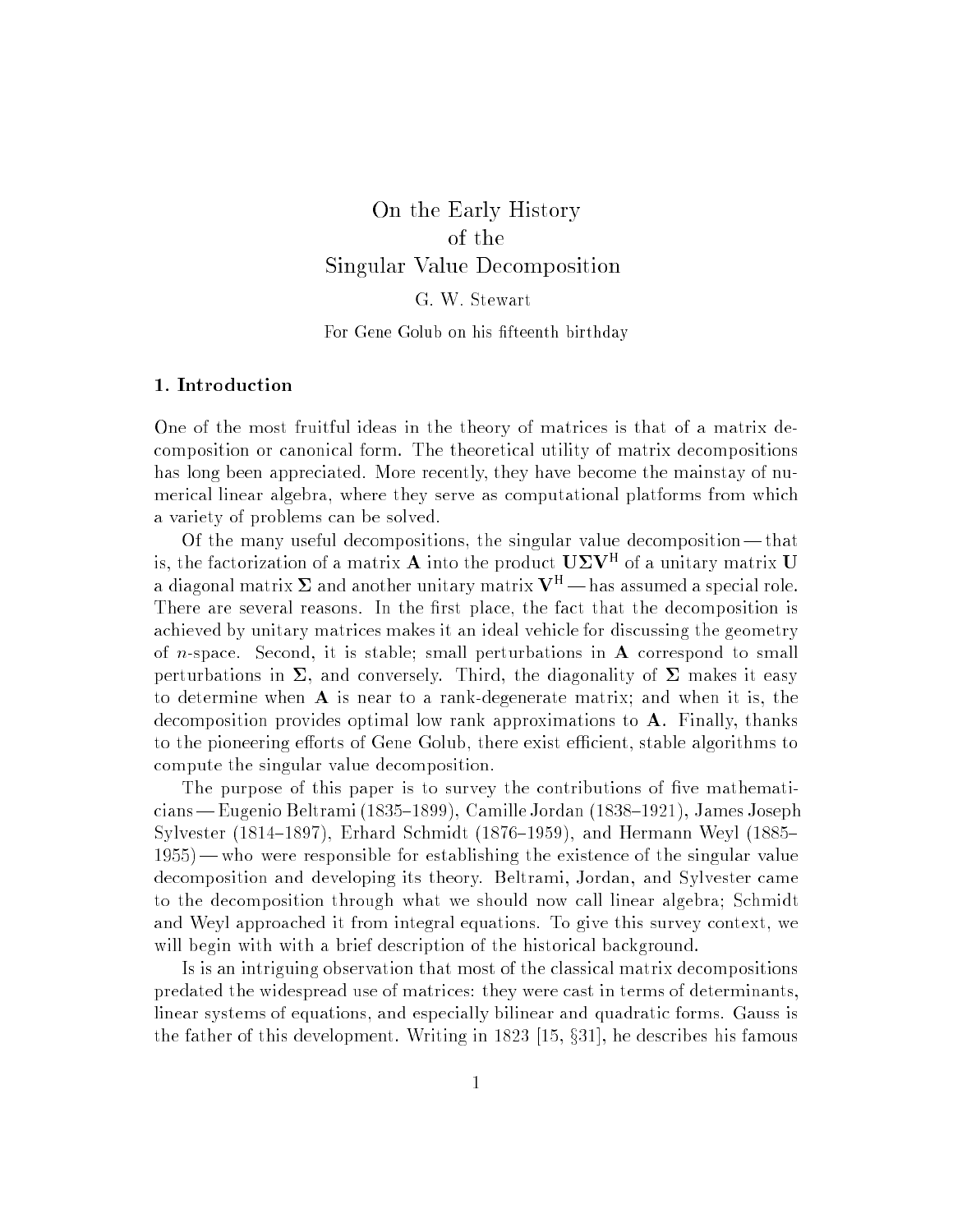# On the Early History of the Singular Value Decomposition

G. W. Stewart

For Gene Golub on his fifteenth birthday

## 1. Introduction

One of the most fruitful ideas in the theory of matrices is that of a matrix decomposition or canonical form. The theoretical utility of matrix decompositions has long been appreciated. More recently, they have become the mainstay of numerical linear algebra, where they serve as computational platforms from which a variety of problems can be solved.

Of the many useful decompositions, the singular value decomposition — that is, the factorization of a matrix $\mathbf{A}$ into the product $\mathbf{U}\mathbf{\Sigma}\mathbf{V}^{\mathrm{H}}$ of a unitary matrix $\mathbf{U}$ a diagonal matrix $\mathbf{\Sigma}$ and another unitary matrix $\mathbf{V}^{\mathrm{H}}$ — has assumed a special role. There are several reasons. In the first place, the fact that the decomposition is achieved by unitary matrices makes it an ideal vehicle for discussing the geometry of $n$-space. Second, it is stable; small perturbations in $\mathbf{A}$ correspond to small perturbations in $\mathbf{\Sigma}$, and conversely. Third, the diagonality of $\mathbf{\Sigma}$ makes it easy to determine when $\mathbf{A}$ is near to a rank-degenerate matrix; and when it is, the decomposition provides optimal low rank approximations to $\mathbf{A}$. Finally, thanks to the pioneering efforts of Gene Golub, there exist efficient, stable algorithms to compute the singular value decomposition.

The purpose of this paper is to survey the contributions of five mathematicians — Eugenio Beltrami (1835–1899), Camille Jordan (1838–1921), James Joseph Sylvester (1814–1897), Erhard Schmidt (1876–1959), and Hermann Weyl (1885–1955) — who were responsible for establishing the existence of the singular value decomposition and developing its theory. Beltrami, Jordan, and Sylvester came to the decomposition through what we should now call linear algebra; Schmidt and Weyl approached it from integral equations. To give this survey context, we will begin with with a brief description of the historical background.

Is is an intriguing observation that most of the classical matrix decompositions predated the widespread use of matrices: they were cast in terms of determinants, linear systems of equations, and especially bilinear and quadratic forms. Gauss is the father of this development. Writing in 1823 [15, §31], he describes his famous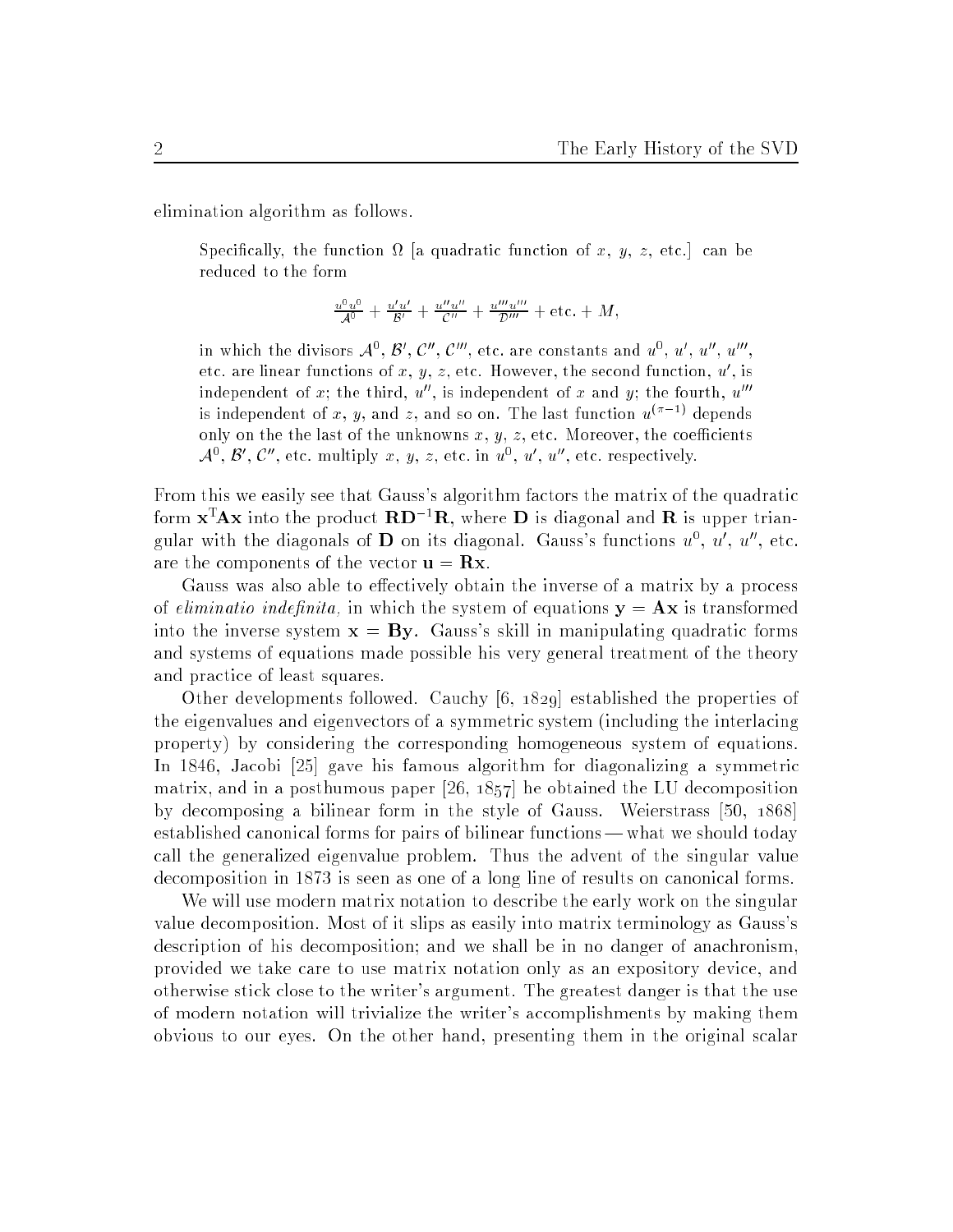elimination algorithm as follows.

> Specifically, the function $\Omega$ [a quadratic function of $x$, $y$, $z$, etc.] can be reduced to the form
>
> $$\frac{u^0u^0}{\mathcal{A}^0} + \frac{u'u'}{\mathcal{B}'} + \frac{u''u''}{\mathcal{C}''} + \frac{u'''u'''}{\mathcal{D}'''} + \text{etc.} + M,$$
>
> in which the divisors $\mathcal{A}^0$, $\mathcal{B}'$, $\mathcal{C}''$, $\mathcal{C}'''$, etc. are constants and $u^0$, $u'$, $u''$, $u'''$, etc. are linear functions of $x$, $y$, $z$, etc. However, the second function, $u'$, is independent of $x$; the third, $u''$, is independent of $x$ and $y$; the fourth, $u'''$ is independent of $x$, $y$, and $z$, and so on. The last function $u^{(\pi-1)}$ depends only on the the last of the unknowns $x$, $y$, $z$, etc. Moreover, the coefficients $\mathcal{A}^0$, $\mathcal{B}'$, $\mathcal{C}''$, etc. multiply $x$, $y$, $z$, etc. in $u^0$, $u'$, $u''$, etc. respectively.

From this we easily see that Gauss's algorithm factors the matrix of the quadratic form $\mathbf{x}^{\mathrm{T}}\mathbf{A}\mathbf{x}$ into the product $\mathbf{R}\mathbf{D}^{-1}\mathbf{R}$, where $\mathbf{D}$ is diagonal and $\mathbf{R}$ is upper triangular with the diagonals of $\mathbf{D}$ on its diagonal. Gauss's functions $u^0$, $u'$, $u''$, etc. are the components of the vector $\mathbf{u} = \mathbf{R}\mathbf{x}$.

Gauss was also able to effectively obtain the inverse of a matrix by a process of *eliminatio indefinita*, in which the system of equations $\mathbf{y} = \mathbf{A}\mathbf{x}$ is transformed into the inverse system $\mathbf{x} = \mathbf{B}\mathbf{y}$. Gauss's skill in manipulating quadratic forms and systems of equations made possible his very general treatment of the theory and practice of least squares.

Other developments followed. Cauchy [6, 1829] established the properties of the eigenvalues and eigenvectors of a symmetric system (including the interlacing property) by considering the corresponding homogeneous system of equations. In 1846, Jacobi [25] gave his famous algorithm for diagonalizing a symmetric matrix, and in a posthumous paper [26, 1857] he obtained the LU decomposition by decomposing a bilinear form in the style of Gauss. Weierstrass [50, 1868] established canonical forms for pairs of bilinear functions — what we should today call the generalized eigenvalue problem. Thus the advent of the singular value decomposition in 1873 is seen as one of a long line of results on canonical forms.

We will use modern matrix notation to describe the early work on the singular value decomposition. Most of it slips as easily into matrix terminology as Gauss's description of his decomposition; and we shall be in no danger of anachronism, provided we take care to use matrix notation only as an expository device, and otherwise stick close to the writer's argument. The greatest danger is that the use of modern notation will trivialize the writer's accomplishments by making them obvious to our eyes. On the other hand, presenting them in the original scalar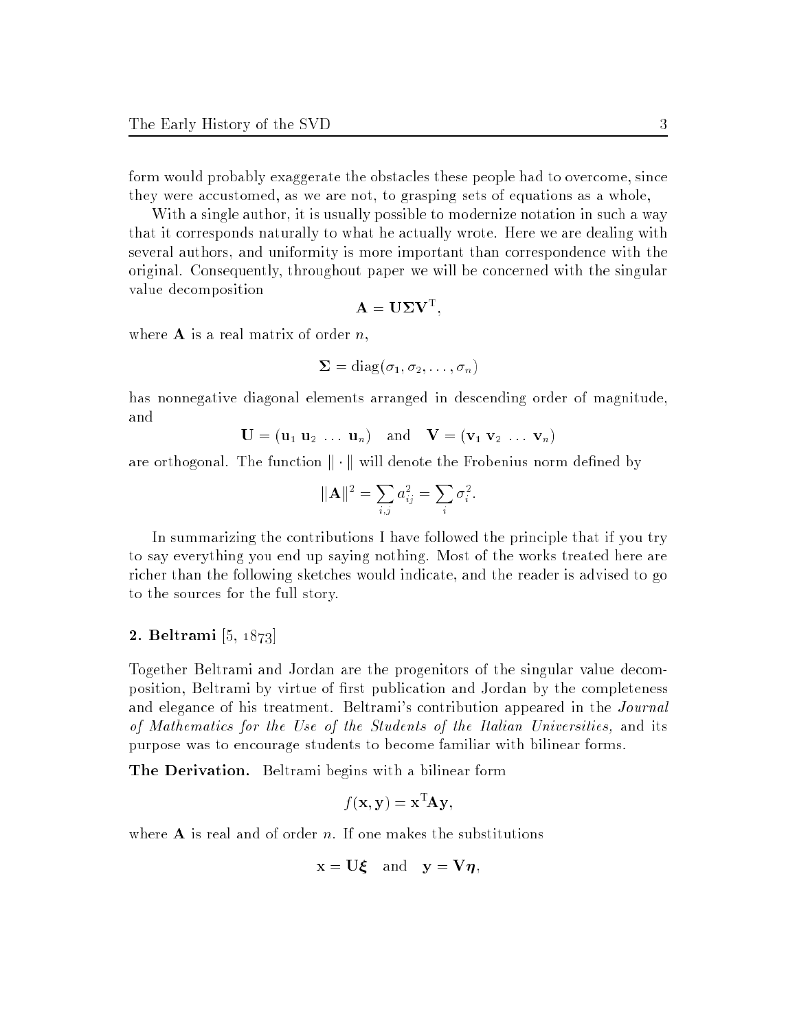form would probably exaggerate the obstacles these people had to overcome, since they were accustomed, as we are not, to grasping sets of equations as a whole,

With a single author, it is usually possible to modernize notation in such a way that it corresponds naturally to what he actually wrote. Here we are dealing with several authors, and uniformity is more important than correspondence with the original. Consequently, throughout paper we will be concerned with the singular value decomposition

$$\mathbf{A} = \mathbf{U}\mathbf{\Sigma}\mathbf{V}^{\mathrm{T}},$$

where $\mathbf{A}$ is a real matrix of order $n$,

$$\mathbf{\Sigma} = \mathrm{diag}(\sigma_1, \sigma_2, \ldots, \sigma_n)$$

has nonnegative diagonal elements arranged in descending order of magnitude, and

$$\mathbf{U} = (\mathbf{u}_1\ \mathbf{u}_2\ \ldots\ \mathbf{u}_n) \quad \text{and} \quad \mathbf{V} = (\mathbf{v}_1\ \mathbf{v}_2\ \ldots\ \mathbf{v}_n)$$

are orthogonal. The function $\|\cdot\|$ will denote the Frobenius norm defined by

$$\|\mathbf{A}\|^2 = \sum_{i,j} a_{ij}^2 = \sum_i \sigma_i^2.$$

In summarizing the contributions I have followed the principle that if you try to say everything you end up saying nothing. Most of the works treated here are richer than the following sketches would indicate, and the reader is advised to go to the sources for the full story.

## 2. Beltrami [5, 1873]

Together Beltrami and Jordan are the progenitors of the singular value decomposition, Beltrami by virtue of first publication and Jordan by the completeness and elegance of his treatment. Beltrami's contribution appeared in the *Journal of Mathematics for the Use of the Students of the Italian Universities,* and its purpose was to encourage students to become familiar with bilinear forms.

**The Derivation.** Beltrami begins with a bilinear form

$$f(\mathbf{x}, \mathbf{y}) = \mathbf{x}^{\mathrm{T}}\mathbf{A}\mathbf{y},$$

where $\mathbf{A}$ is real and of order $n$. If one makes the substitutions

$$\mathbf{x} = \mathbf{U}\boldsymbol{\xi} \quad \text{and} \quad \mathbf{y} = \mathbf{V}\boldsymbol{\eta},$$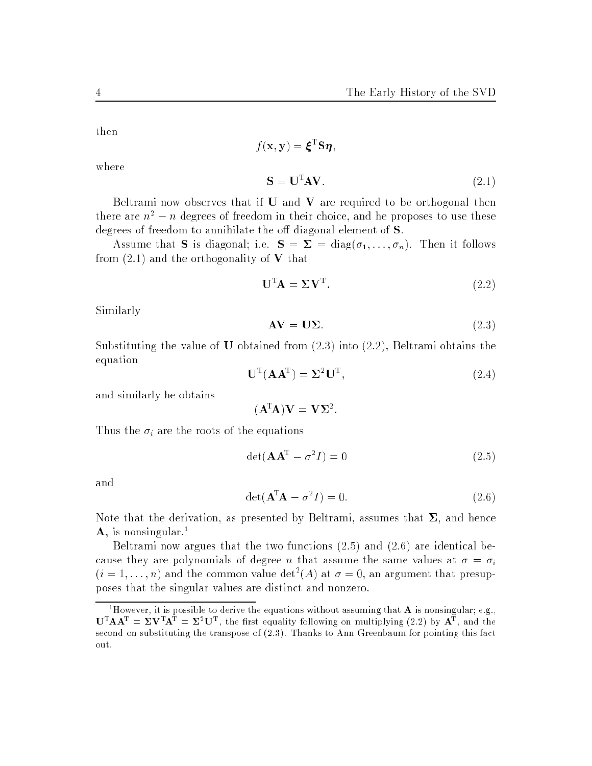then

$$f(\mathbf{x}, \mathbf{y}) = \boldsymbol{\xi}^{\mathrm{T}} \mathbf{S} \boldsymbol{\eta},$$

where

$$\mathbf{S} = \mathbf{U}^{\mathrm{T}} \mathbf{A} \mathbf{V}. \tag{2.1}$$

Beltrami now observes that if $\mathbf{U}$ and $\mathbf{V}$ are required to be orthogonal then there are $n^2 - n$ degrees of freedom in their choice, and he proposes to use these degrees of freedom to annihilate the off diagonal element of $\mathbf{S}$.

Assume that $\mathbf{S}$ is diagonal; i.e. $\mathbf{S} = \boldsymbol{\Sigma} = \mathrm{diag}(\sigma_1, \ldots, \sigma_n)$. Then it follows from (2.1) and the orthogonality of $\mathbf{V}$ that

$$\mathbf{U}^{\mathrm{T}} \mathbf{A} = \boldsymbol{\Sigma} \mathbf{V}^{\mathrm{T}}. \tag{2.2}$$

Similarly

$$\mathbf{A} \mathbf{V} = \mathbf{U} \boldsymbol{\Sigma}. \tag{2.3}$$

Substituting the value of $\mathbf{U}$ obtained from (2.3) into (2.2), Beltrami obtains the equation

$$\mathbf{U}^{\mathrm{T}} (\mathbf{A} \mathbf{A}^{\mathrm{T}}) = \boldsymbol{\Sigma}^2 \mathbf{U}^{\mathrm{T}}, \tag{2.4}$$

and similarly he obtains

$$(\mathbf{A}^{\mathrm{T}} \mathbf{A}) \mathbf{V} = \mathbf{V} \boldsymbol{\Sigma}^2.$$

Thus the $\sigma_i$ are the roots of the equations

$$\det(\mathbf{A} \mathbf{A}^{\mathrm{T}} - \sigma^2 I) = 0 \tag{2.5}$$

and

$$\det(\mathbf{A}^{\mathrm{T}} \mathbf{A} - \sigma^2 I) = 0. \tag{2.6}$$

Note that the derivation, as presented by Beltrami, assumes that $\boldsymbol{\Sigma}$, and hence $\mathbf{A}$, is nonsingular.[1]

Beltrami now argues that the two functions (2.5) and (2.6) are identical because they are polynomials of degree $n$ that assume the same values at $\sigma = \sigma_i$ $(i = 1, \ldots, n)$ and the common value $\det^2(A)$ at $\sigma = 0$, an argument that presupposes that the singular values are distinct and nonzero.

[1] However, it is possible to derive the equations without assuming that $\mathbf{A}$ is nonsingular; e.g., $\mathbf{U}^{\mathrm{T}} \mathbf{A} \mathbf{A}^{\mathrm{T}} = \boldsymbol{\Sigma} \mathbf{V}^{\mathrm{T}} \mathbf{A}^{\mathrm{T}} = \boldsymbol{\Sigma}^2 \mathbf{U}^{\mathrm{T}}$, the first equality following on multiplying (2.2) by $\mathbf{A}^{\mathrm{T}}$, and the second on substituting the transpose of (2.3). Thanks to Ann Greenbaum for pointing this fact out.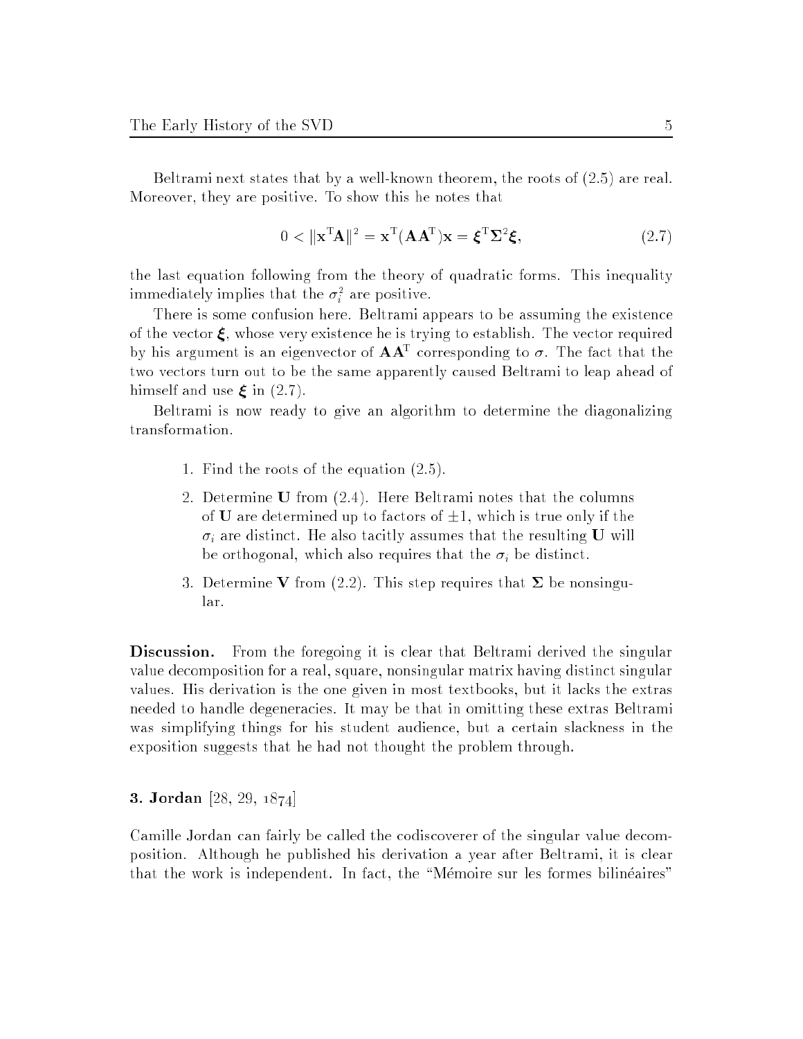Beltrami next states that by a well-known theorem, the roots of (2.5) are real. Moreover, they are positive. To show this he notes that

$$0 < \|\mathbf{x}^{\mathrm{T}}\mathbf{A}\|^2 = \mathbf{x}^{\mathrm{T}}(\mathbf{A}\mathbf{A}^{\mathrm{T}})\mathbf{x} = \boldsymbol{\xi}^{\mathrm{T}}\boldsymbol{\Sigma}^2\boldsymbol{\xi}, \tag{2.7}$$

the last equation following from the theory of quadratic forms. This inequality immediately implies that the $\sigma_i^2$ are positive.

There is some confusion here. Beltrami appears to be assuming the existence of the vector $\boldsymbol{\xi}$, whose very existence he is trying to establish. The vector required by his argument is an eigenvector of $\mathbf{A}\mathbf{A}^{\mathrm{T}}$ corresponding to $\sigma$. The fact that the two vectors turn out to be the same apparently caused Beltrami to leap ahead of himself and use $\boldsymbol{\xi}$ in (2.7).

Beltrami is now ready to give an algorithm to determine the diagonalizing transformation.

1. Find the roots of the equation (2.5).
2. Determine $\mathbf{U}$ from (2.4). Here Beltrami notes that the columns of $\mathbf{U}$ are determined up to factors of $\pm 1$, which is true only if the $\sigma_i$ are distinct. He also tacitly assumes that the resulting $\mathbf{U}$ will be orthogonal, which also requires that the $\sigma_i$ be distinct.
3. Determine $\mathbf{V}$ from (2.2). This step requires that $\boldsymbol{\Sigma}$ be nonsingular.

**Discussion.** From the foregoing it is clear that Beltrami derived the singular value decomposition for a real, square, nonsingular matrix having distinct singular values. His derivation is the one given in most textbooks, but it lacks the extras needed to handle degeneracies. It may be that in omitting these extras Beltrami was simplifying things for his student audience, but a certain slackness in the exposition suggests that he had not thought the problem through.

### 3. Jordan [28, 29, 1874]

Camille Jordan can fairly be called the codiscoverer of the singular value decomposition. Although he published his derivation a year after Beltrami, it is clear that the work is independent. In fact, the "Mémoire sur les formes bilinéaires"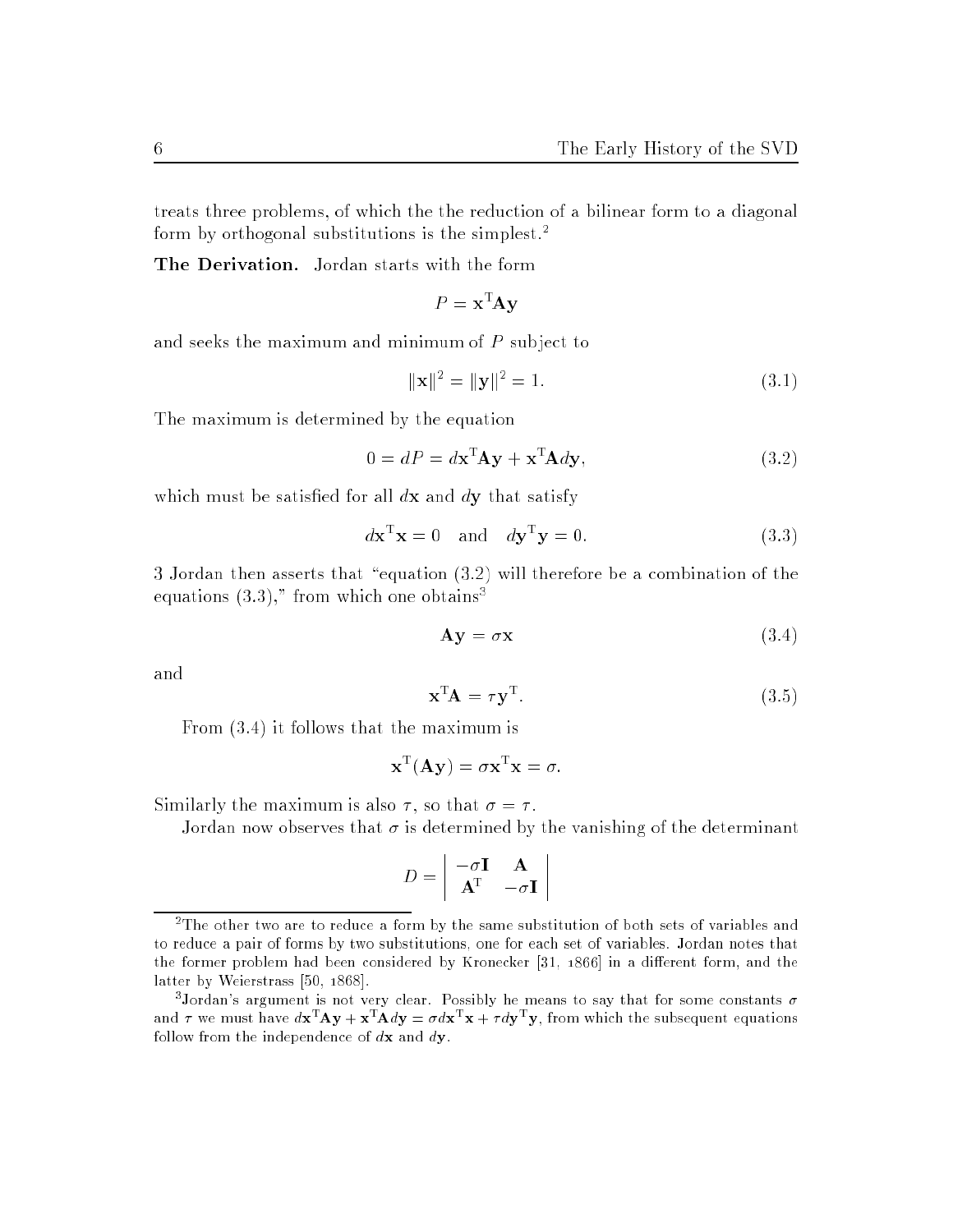treats three problems, of which the the reduction of a bilinear form to a diagonal form by orthogonal substitutions is the simplest.[2]

**The Derivation.** Jordan starts with the form

$$P = \mathbf{x}^{\mathrm{T}}\mathbf{A}\mathbf{y}$$

and seeks the maximum and minimum of $P$ subject to

$$\|\mathbf{x}\|^2 = \|\mathbf{y}\|^2 = 1. \tag{3.1}$$

The maximum is determined by the equation

$$0 = dP = d\mathbf{x}^{\mathrm{T}}\mathbf{A}\mathbf{y} + \mathbf{x}^{\mathrm{T}}\mathbf{A}d\mathbf{y}, \tag{3.2}$$

which must be satisfied for all $d\mathbf{x}$ and $d\mathbf{y}$ that satisfy

$$d\mathbf{x}^{\mathrm{T}}\mathbf{x} = 0 \quad \text{and} \quad d\mathbf{y}^{\mathrm{T}}\mathbf{y} = 0. \tag{3.3}$$

3 Jordan then asserts that "equation (3.2) will therefore be a combination of the equations (3.3)," from which one obtains[3]

$$\mathbf{A}\mathbf{y} = \sigma\mathbf{x} \tag{3.4}$$

and

$$\mathbf{x}^{\mathrm{T}}\mathbf{A} = \tau\mathbf{y}^{\mathrm{T}}. \tag{3.5}$$

From (3.4) it follows that the maximum is

$$\mathbf{x}^{\mathrm{T}}(\mathbf{A}\mathbf{y}) = \sigma\mathbf{x}^{\mathrm{T}}\mathbf{x} = \sigma.$$

Similarly the maximum is also $\tau$, so that $\sigma = \tau$.

Jordan now observes that $\sigma$ is determined by the vanishing of the determinant

$$D = \begin{vmatrix} -\sigma\mathbf{I} & \mathbf{A} \\ \mathbf{A}^{\mathrm{T}} & -\sigma\mathbf{I} \end{vmatrix}$$

---

[2] The other two are to reduce a form by the same substitution of both sets of variables and to reduce a pair of forms by two substitutions, one for each set of variables. Jordan notes that the former problem had been considered by Kronecker [31, 1866] in a different form, and the latter by Weierstrass [50, 1868].

[3] Jordan's argument is not very clear. Possibly he means to say that for some constants $\sigma$ and $\tau$ we must have $d\mathbf{x}^{\mathrm{T}}\mathbf{A}\mathbf{y} + \mathbf{x}^{\mathrm{T}}\mathbf{A}d\mathbf{y} = \sigma d\mathbf{x}^{\mathrm{T}}\mathbf{x} + \tau d\mathbf{y}^{\mathrm{T}}\mathbf{y}$, from which the subsequent equations follow from the independence of $d\mathbf{x}$ and $d\mathbf{y}$.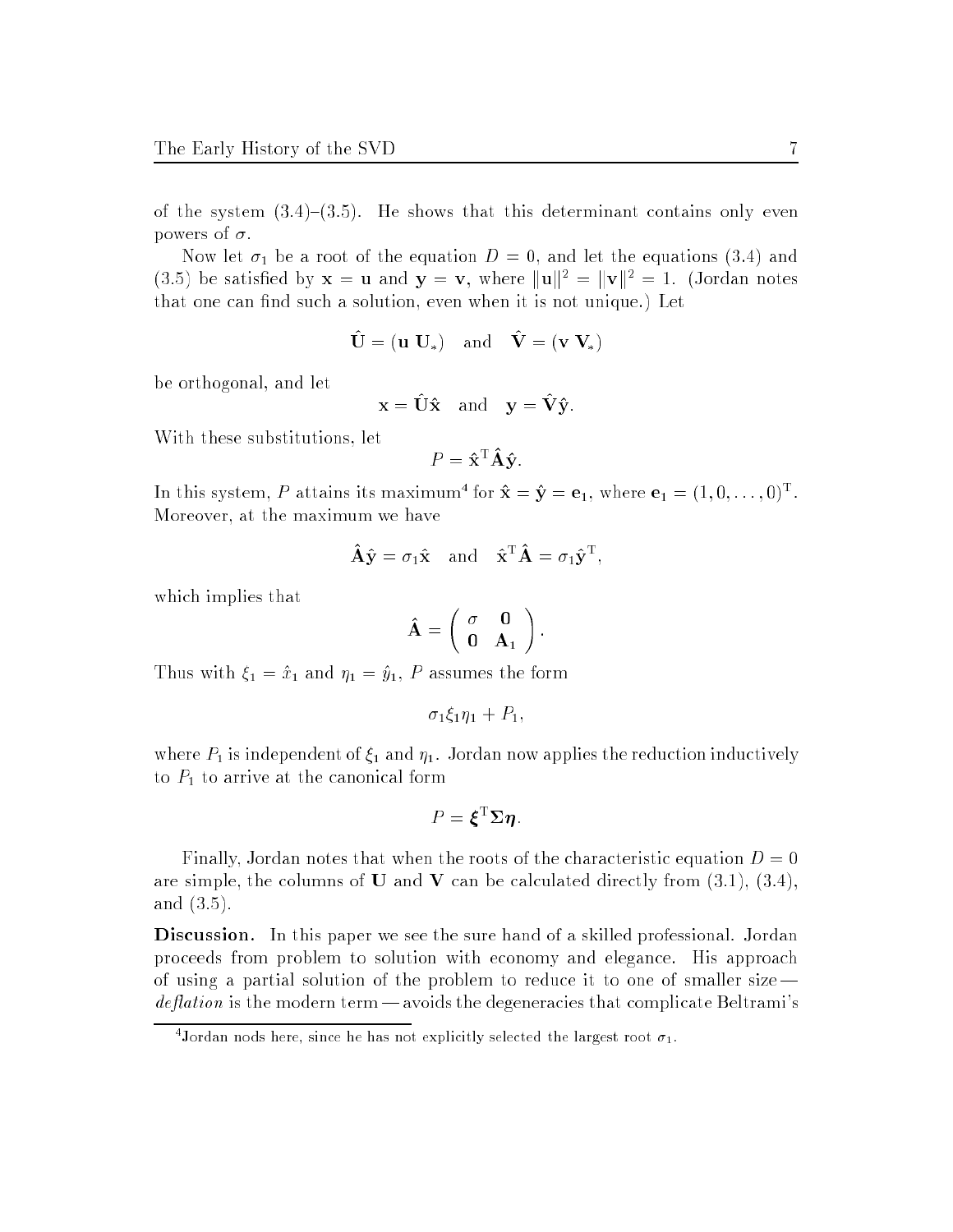of the system (3.4)–(3.5). He shows that this determinant contains only even powers of $\sigma$.

Now let $\sigma_1$ be a root of the equation $D = 0$, and let the equations (3.4) and (3.5) be satisfied by $\mathbf{x} = \mathbf{u}$ and $\mathbf{y} = \mathbf{v}$, where $\|\mathbf{u}\|^2 = \|\mathbf{v}\|^2 = 1$. (Jordan notes that one can find such a solution, even when it is not unique.) Let

$$\hat{\mathbf{U}} = (\mathbf{u}\ \mathbf{U}_*) \quad \text{and} \quad \hat{\mathbf{V}} = (\mathbf{v}\ \mathbf{V}_*)$$

be orthogonal, and let

$$\mathbf{x} = \hat{\mathbf{U}}\hat{\mathbf{x}} \quad \text{and} \quad \mathbf{y} = \hat{\mathbf{V}}\hat{\mathbf{y}}.$$

With these substitutions, let

$$P = \hat{\mathbf{x}}^{\mathrm{T}}\hat{\mathbf{A}}\hat{\mathbf{y}}.$$

In this system, $P$ attains its maximum[4] for $\hat{\mathbf{x}} = \hat{\mathbf{y}} = \mathbf{e}_1$, where $\mathbf{e}_1 = (1, 0, \ldots, 0)^{\mathrm{T}}$. Moreover, at the maximum we have

$$\hat{\mathbf{A}}\hat{\mathbf{y}} = \sigma_1\hat{\mathbf{x}} \quad \text{and} \quad \hat{\mathbf{x}}^{\mathrm{T}}\hat{\mathbf{A}} = \sigma_1\hat{\mathbf{y}}^{\mathrm{T}},$$

which implies that

$$\hat{\mathbf{A}} = \begin{pmatrix} \sigma & \mathbf{0} \\ \mathbf{0} & \mathbf{A}_1 \end{pmatrix}.$$

Thus with $\xi_1 = \hat{x}_1$ and $\eta_1 = \hat{y}_1$, $P$ assumes the form

$$\sigma_1\xi_1\eta_1 + P_1,$$

where $P_1$ is independent of $\xi_1$ and $\eta_1$. Jordan now applies the reduction inductively to $P_1$ to arrive at the canonical form

$$P = \boldsymbol{\xi}^{\mathrm{T}}\boldsymbol{\Sigma}\boldsymbol{\eta}.$$

Finally, Jordan notes that when the roots of the characteristic equation $D = 0$ are simple, the columns of $\mathbf{U}$ and $\mathbf{V}$ can be calculated directly from (3.1), (3.4), and (3.5).

**Discussion.** In this paper we see the sure hand of a skilled professional. Jordan proceeds from problem to solution with economy and elegance. His approach of using a partial solution of the problem to reduce it to one of smaller size — *deflation* is the modern term — avoids the degeneracies that complicate Beltrami's

[4] Jordan nods here, since he has not explicitly selected the largest root $\sigma_1$.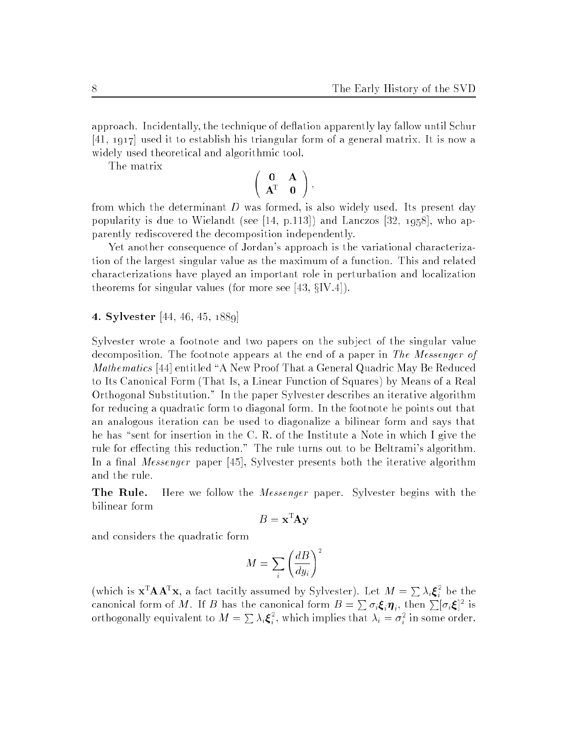approach. Incidentally, the technique of deflation apparently lay fallow until Schur [41, 1917] used it to establish his triangular form of a general matrix. It is now a widely used theoretical and algorithmic tool.

The matrix

$$\begin{pmatrix} \mathbf{0} & \mathbf{A} \\ \mathbf{A}^{\mathrm{T}} & \mathbf{0} \end{pmatrix},$$

from which the determinant $D$ was formed, is also widely used. Its present day popularity is due to Wielandt (see [14, p.113]) and Lanczos [32, 1958], who apparently rediscovered the decomposition independently.

Yet another consequence of Jordan's approach is the variational characterization of the largest singular value as the maximum of a function. This and related characterizations have played an important role in perturbation and localization theorems for singular values (for more see [43, §IV.4]).

## 4. Sylvester [44, 46, 45, 1889]

Sylvester wrote a footnote and two papers on the subject of the singular value decomposition. The footnote appears at the end of a paper in *The Messenger of Mathematics* [44] entitled "A New Proof That a General Quadric May Be Reduced to Its Canonical Form (That Is, a Linear Function of Squares) by Means of a Real Orthogonal Substitution." In the paper Sylvester describes an iterative algorithm for reducing a quadratic form to diagonal form. In the footnote he points out that an analogous iteration can be used to diagonalize a bilinear form and says that he has "sent for insertion in the C. R. of the Institute a Note in which I give the rule for effecting this reduction." The rule turns out to be Beltrami's algorithm. In a final *Messenger* paper [45], Sylvester presents both the iterative algorithm and the rule.

**The Rule.** Here we follow the *Messenger* paper. Sylvester begins with the bilinear form

$$B = \mathbf{x}^{\mathrm{T}}\mathbf{A}\mathbf{y}$$

and considers the quadratic form

$$M = \sum_i \left(\frac{dB}{dy_i}\right)^2$$

(which is $\mathbf{x}^{\mathrm{T}}\mathbf{A}\mathbf{A}^{\mathrm{T}}\mathbf{x}$, a fact tacitly assumed by Sylvester). Let $M = \sum \lambda_i \boldsymbol{\xi}_i^2$ be the canonical form of $M$. If $B$ has the canonical form $B = \sum \sigma_i \boldsymbol{\xi}_i \boldsymbol{\eta}_i$, then $\sum [\sigma_i \boldsymbol{\xi}]^2$ is orthogonally equivalent to $M = \sum \lambda_i \boldsymbol{\xi}_i^2$, which implies that $\lambda_i = \sigma_i^2$ in some order.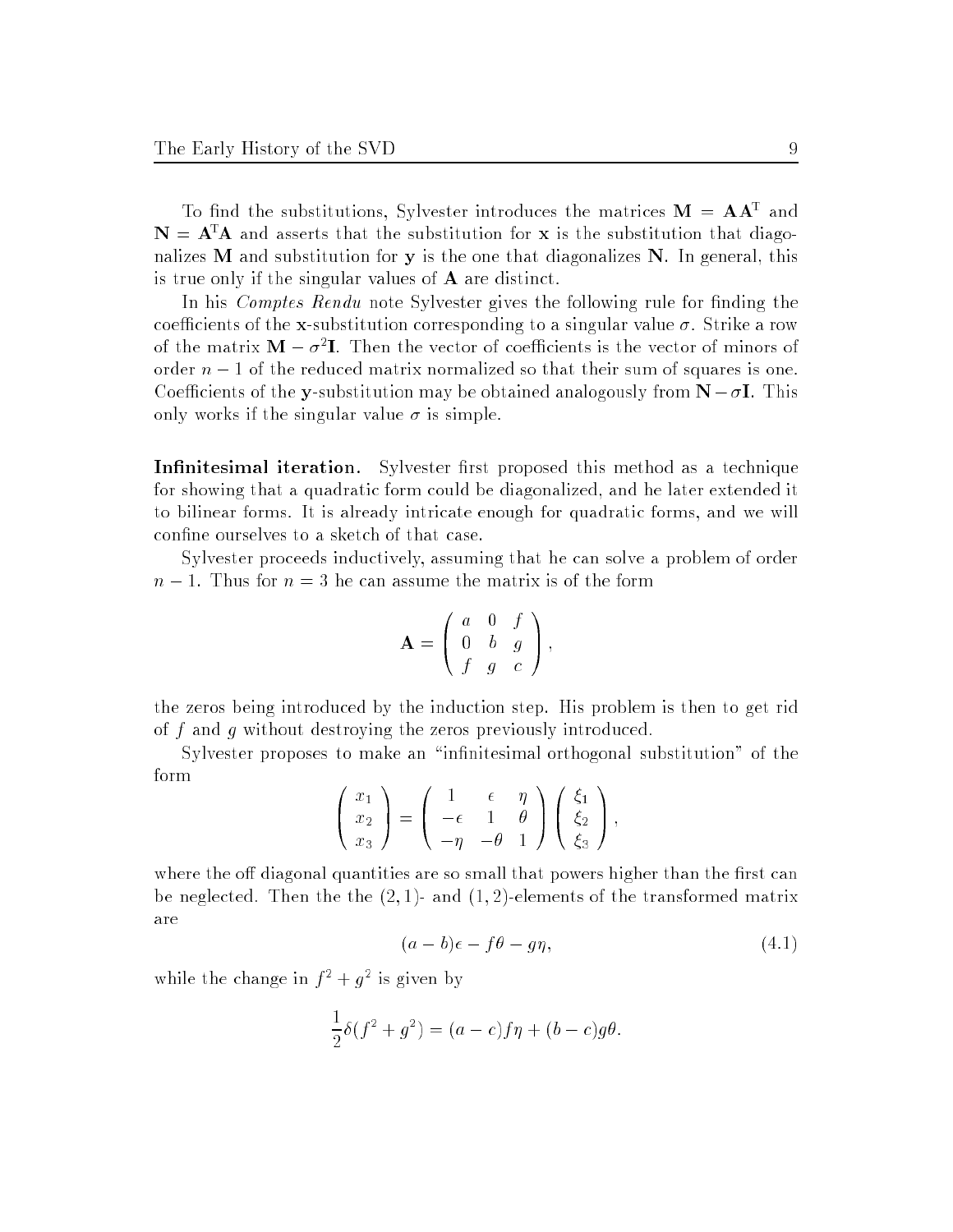To find the substitutions, Sylvester introduces the matrices $\mathbf{M} = \mathbf{A}\mathbf{A}^{\mathrm{T}}$ and $\mathbf{N} = \mathbf{A}^{\mathrm{T}}\mathbf{A}$ and asserts that the substitution for $\mathbf{x}$ is the substitution that diagonalizes $\mathbf{M}$ and substitution for $\mathbf{y}$ is the one that diagonalizes $\mathbf{N}$. In general, this is true only if the singular values of $\mathbf{A}$ are distinct.

In his *Comptes Rendu* note Sylvester gives the following rule for finding the coefficients of the $\mathbf{x}$-substitution corresponding to a singular value $\sigma$. Strike a row of the matrix $\mathbf{M} - \sigma^2\mathbf{I}$. Then the vector of coefficients is the vector of minors of order $n-1$ of the reduced matrix normalized so that their sum of squares is one. Coefficients of the $\mathbf{y}$-substitution may be obtained analogously from $\mathbf{N} - \sigma\mathbf{I}$. This only works if the singular value $\sigma$ is simple.

**Infinitesimal iteration.** Sylvester first proposed this method as a technique for showing that a quadratic form could be diagonalized, and he later extended it to bilinear forms. It is already intricate enough for quadratic forms, and we will confine ourselves to a sketch of that case.

Sylvester proceeds inductively, assuming that he can solve a problem of order $n-1$. Thus for $n = 3$ he can assume the matrix is of the form

$$\mathbf{A} = \begin{pmatrix} a & 0 & f \\ 0 & b & g \\ f & g & c \end{pmatrix},$$

the zeros being introduced by the induction step. His problem is then to get rid of $f$ and $g$ without destroying the zeros previously introduced.

Sylvester proposes to make an "infinitesimal orthogonal substitution" of the form

$$\begin{pmatrix} x_1 \\ x_2 \\ x_3 \end{pmatrix} = \begin{pmatrix} 1 & \epsilon & \eta \\ -\epsilon & 1 & \theta \\ -\eta & -\theta & 1 \end{pmatrix} \begin{pmatrix} \xi_1 \\ \xi_2 \\ \xi_3 \end{pmatrix},$$

where the off diagonal quantities are so small that powers higher than the first can be neglected. Then the the $(2,1)$- and $(1,2)$-elements of the transformed matrix are

$$(a-b)\epsilon - f\theta - g\eta, \tag{4.1}$$

while the change in $f^2 + g^2$ is given by

$$\frac{1}{2}\delta(f^2 + g^2) = (a-c)f\eta + (b-c)g\theta.$$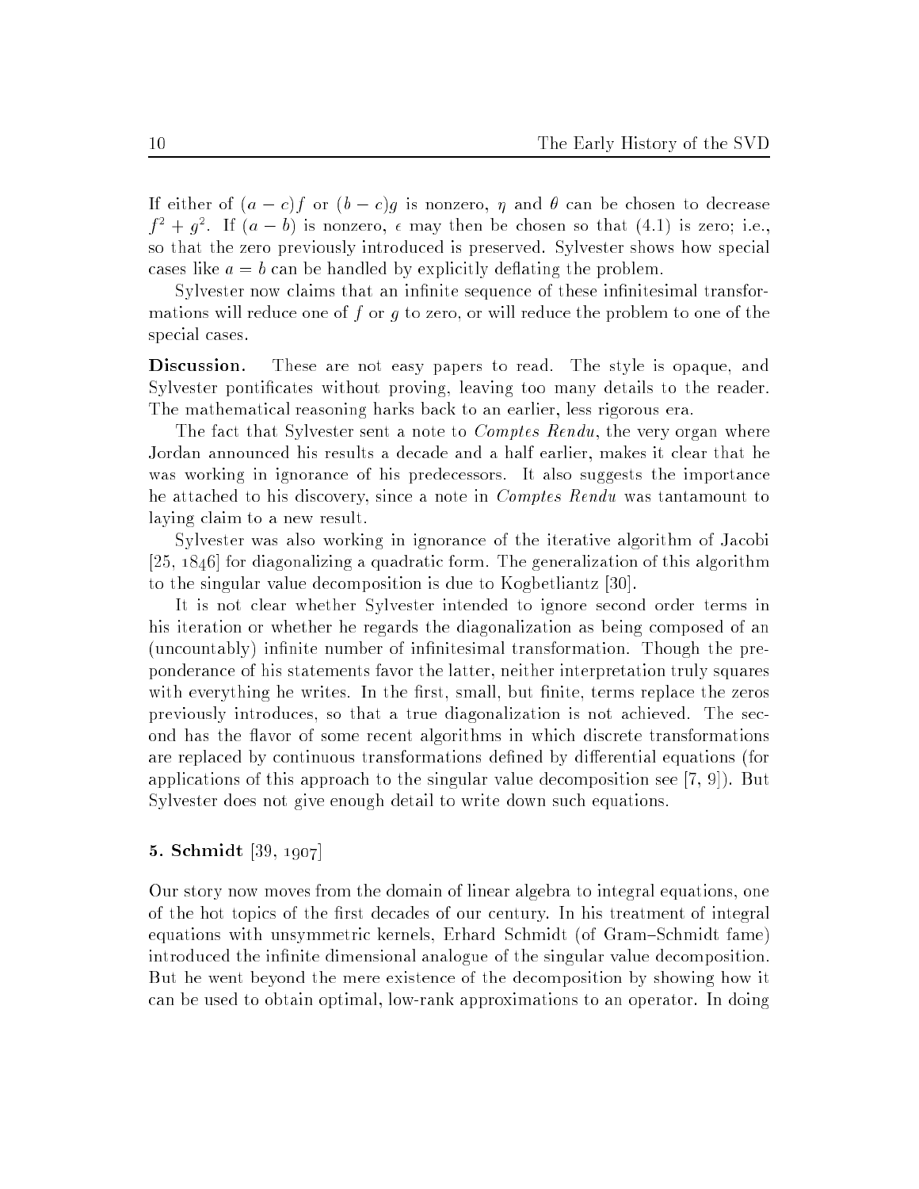If either of $(a-c)f$ or $(b-c)g$ is nonzero, $\eta$ and $\theta$ can be chosen to decrease $f^2 + g^2$. If $(a-b)$ is nonzero, $\epsilon$ may then be chosen so that (4.1) is zero; i.e., so that the zero previously introduced is preserved. Sylvester shows how special cases like $a = b$ can be handled by explicitly deflating the problem.

Sylvester now claims that an infinite sequence of these infinitesimal transformations will reduce one of $f$ or $g$ to zero, or will reduce the problem to one of the special cases.

**Discussion.** These are not easy papers to read. The style is opaque, and Sylvester pontificates without proving, leaving too many details to the reader. The mathematical reasoning harks back to an earlier, less rigorous era.

The fact that Sylvester sent a note to *Comptes Rendu*, the very organ where Jordan announced his results a decade and a half earlier, makes it clear that he was working in ignorance of his predecessors. It also suggests the importance he attached to his discovery, since a note in *Comptes Rendu* was tantamount to laying claim to a new result.

Sylvester was also working in ignorance of the iterative algorithm of Jacobi [25, 1846] for diagonalizing a quadratic form. The generalization of this algorithm to the singular value decomposition is due to Kogbetliantz [30].

It is not clear whether Sylvester intended to ignore second order terms in his iteration or whether he regards the diagonalization as being composed of an (uncountably) infinite number of infinitesimal transformation. Though the preponderance of his statements favor the latter, neither interpretation truly squares with everything he writes. In the first, small, but finite, terms replace the zeros previously introduces, so that a true diagonalization is not achieved. The second has the flavor of some recent algorithms in which discrete transformations are replaced by continuous transformations defined by differential equations (for applications of this approach to the singular value decomposition see [7, 9]). But Sylvester does not give enough detail to write down such equations.

## 5. Schmidt [39, 1907]

Our story now moves from the domain of linear algebra to integral equations, one of the hot topics of the first decades of our century. In his treatment of integral equations with unsymmetric kernels, Erhard Schmidt (of Gram–Schmidt fame) introduced the infinite dimensional analogue of the singular value decomposition. But he went beyond the mere existence of the decomposition by showing how it can be used to obtain optimal, low-rank approximations to an operator. In doing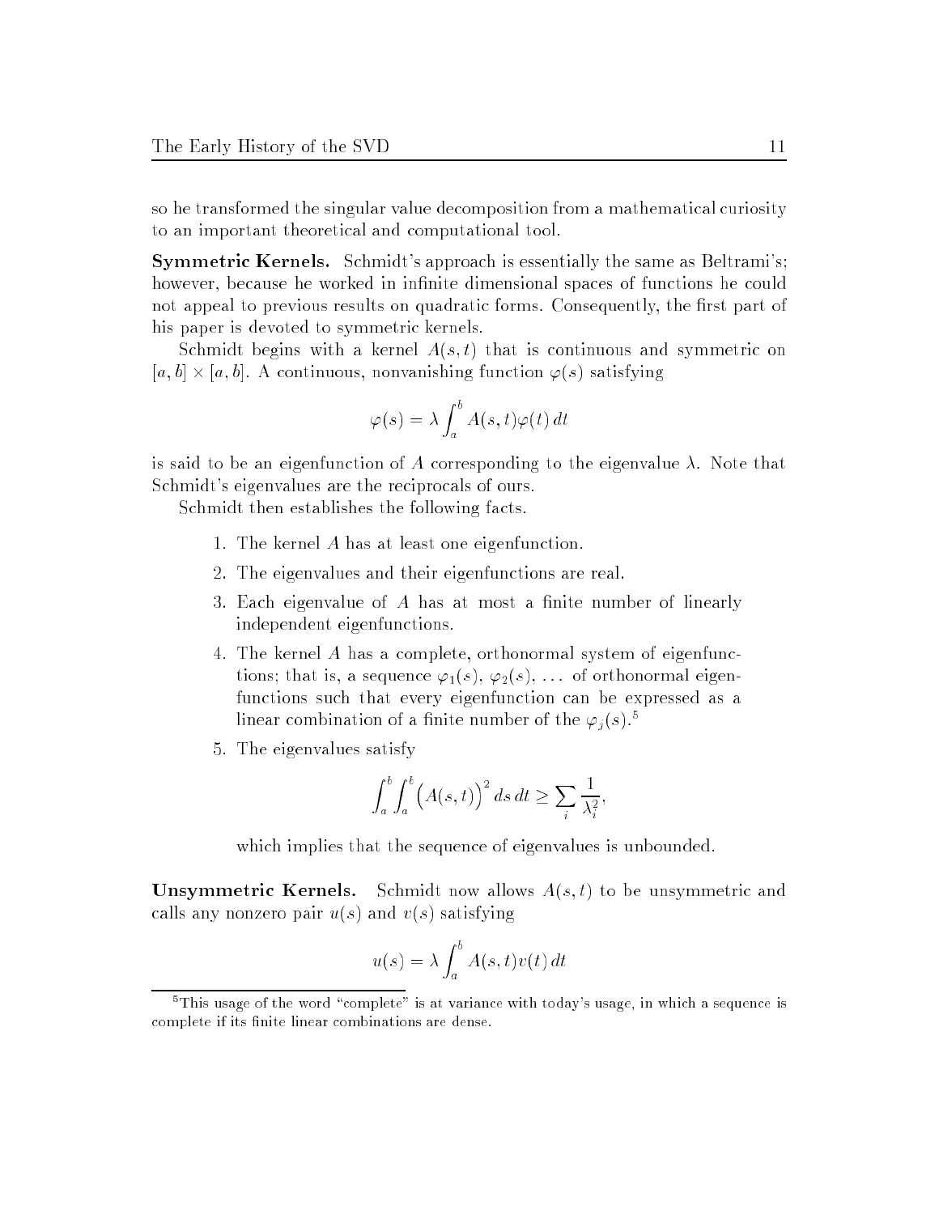so he transformed the singular value decomposition from a mathematical curiosity to an important theoretical and computational tool.

**Symmetric Kernels.** Schmidt's approach is essentially the same as Beltrami's; however, because he worked in infinite dimensional spaces of functions he could not appeal to previous results on quadratic forms. Consequently, the first part of his paper is devoted to symmetric kernels.

Schmidt begins with a kernel $A(s,t)$ that is continuous and symmetric on $[a,b] \times [a,b]$. A continuous, nonvanishing function $\varphi(s)$ satisfying

$$\varphi(s) = \lambda \int_a^b A(s,t)\varphi(t)\,dt$$

is said to be an eigenfunction of $A$ corresponding to the eigenvalue $\lambda$. Note that Schmidt's eigenvalues are the reciprocals of ours.

Schmidt then establishes the following facts.

1. The kernel $A$ has at least one eigenfunction.
2. The eigenvalues and their eigenfunctions are real.
3. Each eigenvalue of $A$ has at most a finite number of linearly independent eigenfunctions.
4. The kernel $A$ has a complete, orthonormal system of eigenfunctions; that is, a sequence $\varphi_1(s)$, $\varphi_2(s)$, ... of orthonormal eigenfunctions such that every eigenfunction can be expressed as a linear combination of a finite number of the $\varphi_j(s)$.[5]
5. The eigenvalues satisfy

$$\int_a^b \int_a^b \Big(A(s,t)\Big)^2 \,ds\,dt \geq \sum_i \frac{1}{\lambda_i^2},$$

which implies that the sequence of eigenvalues is unbounded.

**Unsymmetric Kernels.** Schmidt now allows $A(s,t)$ to be unsymmetric and calls any nonzero pair $u(s)$ and $v(s)$ satisfying

$$u(s) = \lambda \int_a^b A(s,t)v(t)\,dt$$

[5]This usage of the word "complete" is at variance with today's usage, in which a sequence is complete if its finite linear combinations are dense.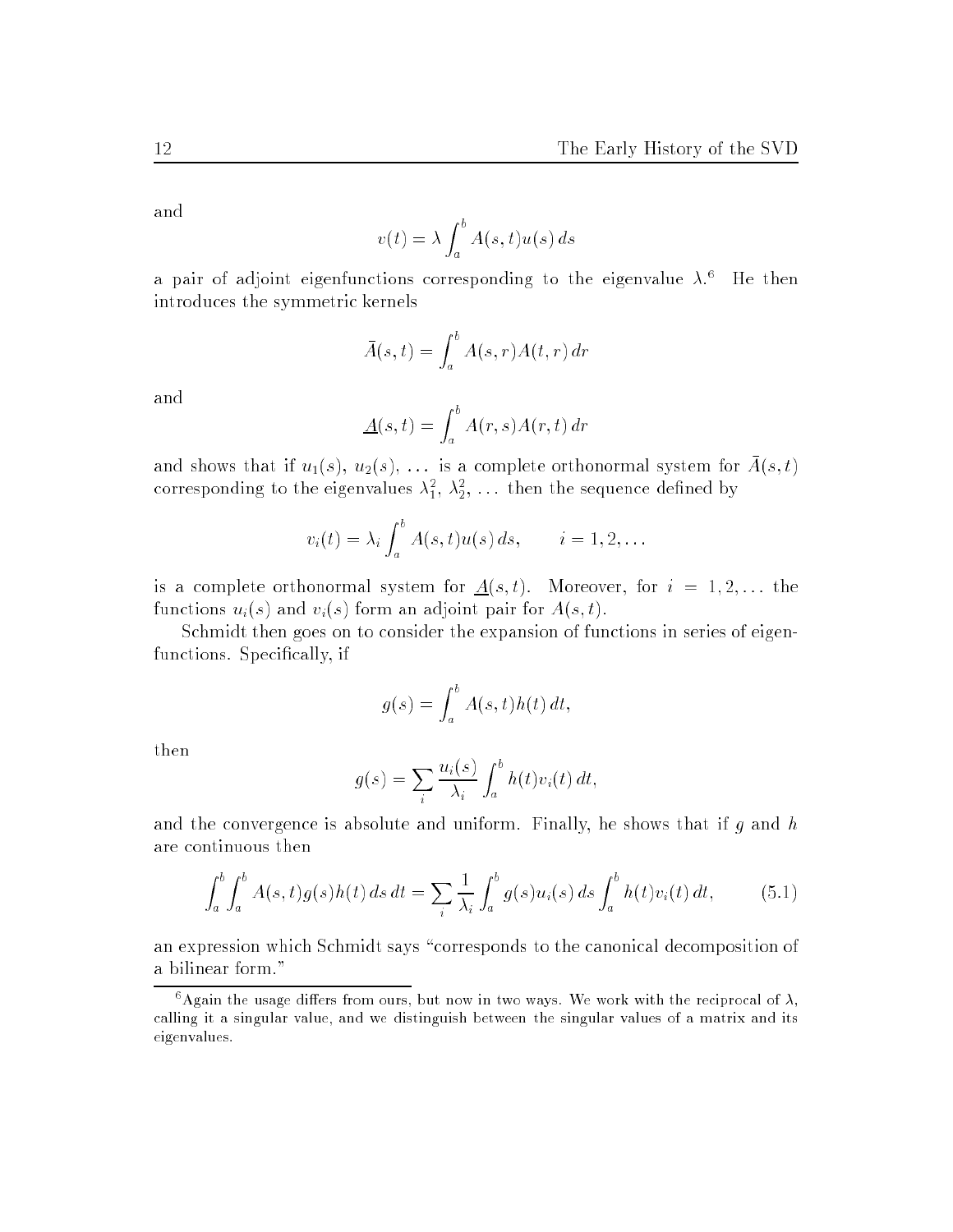and

$$v(t) = \lambda \int_a^b A(s,t)u(s)\,ds$$

a pair of adjoint eigenfunctions corresponding to the eigenvalue $\lambda$.[6] He then introduces the symmetric kernels

$$\bar{A}(s,t) = \int_a^b A(s,r)A(t,r)\,dr$$

and

$$\underline{A}(s,t) = \int_a^b A(r,s)A(r,t)\,dr$$

and shows that if $u_1(s)$, $u_2(s)$, ... is a complete orthonormal system for $\bar{A}(s,t)$ corresponding to the eigenvalues $\lambda_1^2$, $\lambda_2^2$, ... then the sequence defined by

$$v_i(t) = \lambda_i \int_a^b A(s,t)u(s)\,ds, \qquad i = 1, 2, \ldots$$

is a complete orthonormal system for $\underline{A}(s,t)$. Moreover, for $i = 1, 2, \ldots$ the functions $u_i(s)$ and $v_i(s)$ form an adjoint pair for $A(s,t)$.

Schmidt then goes on to consider the expansion of functions in series of eigenfunctions. Specifically, if

$$g(s) = \int_a^b A(s,t)h(t)\,dt,$$

then

$$g(s) = \sum_i \frac{u_i(s)}{\lambda_i} \int_a^b h(t)v_i(t)\,dt,$$

and the convergence is absolute and uniform. Finally, he shows that if $g$ and $h$ are continuous then

$$\int_a^b \int_a^b A(s,t)g(s)h(t)\,ds\,dt = \sum_i \frac{1}{\lambda_i} \int_a^b g(s)u_i(s)\,ds \int_a^b h(t)v_i(t)\,dt, \qquad (5.1)$$

an expression which Schmidt says "corresponds to the canonical decomposition of a bilinear form."

[6] Again the usage differs from ours, but now in two ways. We work with the reciprocal of $\lambda$, calling it a singular value, and we distinguish between the singular values of a matrix and its eigenvalues.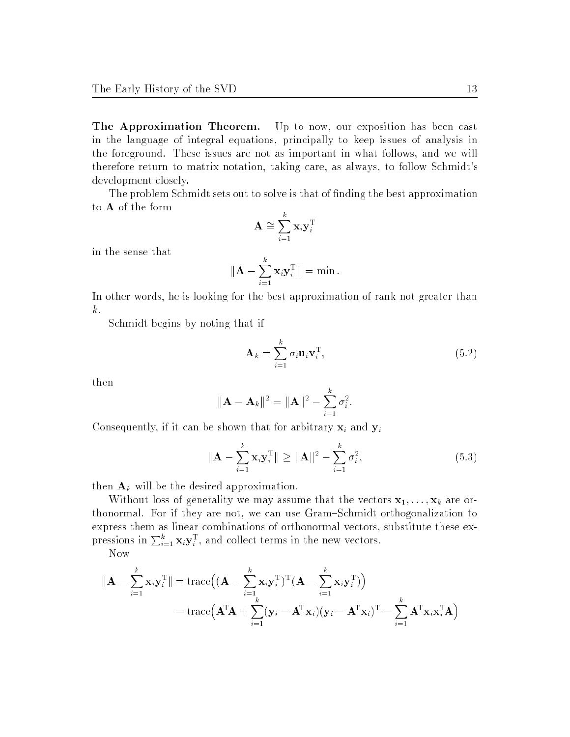**The Approximation Theorem.** Up to now, our exposition has been cast in the language of integral equations, principally to keep issues of analysis in the foreground. These issues are not as important in what follows, and we will therefore return to matrix notation, taking care, as always, to follow Schmidt's development closely.

The problem Schmidt sets out to solve is that of finding the best approximation to $\mathbf{A}$ of the form

$$\mathbf{A} \cong \sum_{i=1}^{k} \mathbf{x}_i \mathbf{y}_i^{\mathrm{T}}$$

in the sense that

$$\|\mathbf{A} - \sum_{i=1}^{k} \mathbf{x}_i \mathbf{y}_i^{\mathrm{T}}\| = \min.$$

In other words, he is looking for the best approximation of rank not greater than $k$.

Schmidt begins by noting that if

$$\mathbf{A}_k = \sum_{i=1}^{k} \sigma_i \mathbf{u}_i \mathbf{v}_i^{\mathrm{T}}, \tag{5.2}$$

then

$$\|\mathbf{A} - \mathbf{A}_k\|^2 = \|\mathbf{A}\|^2 - \sum_{i=1}^{k} \sigma_i^2.$$

Consequently, if it can be shown that for arbitrary $\mathbf{x}_i$ and $\mathbf{y}_i$

$$\|\mathbf{A} - \sum_{i=1}^{k} \mathbf{x}_i \mathbf{y}_i^{\mathrm{T}}\| \geq \|\mathbf{A}\|^2 - \sum_{i=1}^{k} \sigma_i^2, \tag{5.3}$$

then $\mathbf{A}_k$ will be the desired approximation.

Without loss of generality we may assume that the vectors $\mathbf{x}_1, \ldots, \mathbf{x}_k$ are orthonormal. For if they are not, we can use Gram–Schmidt orthogonalization to express them as linear combinations of orthonormal vectors, substitute these expressions in $\sum_{i=1}^{k} \mathbf{x}_i \mathbf{y}_i^{\mathrm{T}}$, and collect terms in the new vectors.

Now

$$\begin{aligned}
\|\mathbf{A} - \sum_{i=1}^{k} \mathbf{x}_i \mathbf{y}_i^{\mathrm{T}}\| &= \operatorname{trace}\Big((\mathbf{A} - \sum_{i=1}^{k} \mathbf{x}_i \mathbf{y}_i^{\mathrm{T}})^{\mathrm{T}}(\mathbf{A} - \sum_{i=1}^{k} \mathbf{x}_i \mathbf{y}_i^{\mathrm{T}})\Big) \\
&= \operatorname{trace}\Big(\mathbf{A}^{\mathrm{T}}\mathbf{A} + \sum_{i=1}^{k} (\mathbf{y}_i - \mathbf{A}^{\mathrm{T}}\mathbf{x}_i)(\mathbf{y}_i - \mathbf{A}^{\mathrm{T}}\mathbf{x}_i)^{\mathrm{T}} - \sum_{i=1}^{k} \mathbf{A}^{\mathrm{T}}\mathbf{x}_i \mathbf{x}_i^{\mathrm{T}}\mathbf{A}\Big)
\end{aligned}$$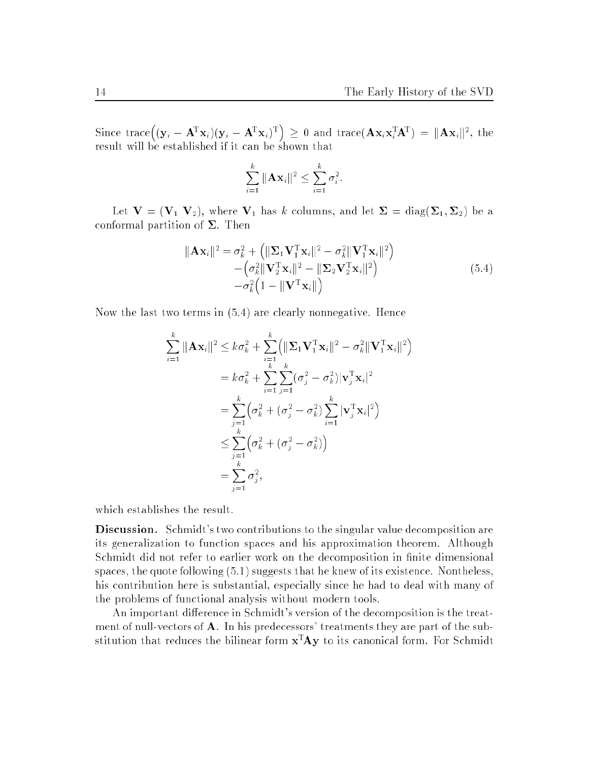Since $\mathrm{trace}\Big((\mathbf{y}_i - \mathbf{A}^{\mathrm{T}}\mathbf{x}_i)(\mathbf{y}_i - \mathbf{A}^{\mathrm{T}}\mathbf{x}_i)^{\mathrm{T}}\Big) \geq 0$ and $\mathrm{trace}(\mathbf{A}\mathbf{x}_i\mathbf{x}_i^{\mathrm{T}}\mathbf{A}^{\mathrm{T}}) = \|\mathbf{A}\mathbf{x}_i\|^2$, the result will be established if it can be shown that

$$\sum_{i=1}^{k} \|\mathbf{A}\mathbf{x}_i\|^2 \leq \sum_{i=1}^{k} \sigma_i^2.$$

Let $\mathbf{V} = (\mathbf{V}_1\ \mathbf{V}_2)$, where $\mathbf{V}_1$ has $k$ columns, and let $\mathbf{\Sigma} = \mathrm{diag}(\mathbf{\Sigma}_1, \mathbf{\Sigma}_2)$ be a conformal partition of $\mathbf{\Sigma}$. Then

$$\begin{aligned}
\|\mathbf{A}\mathbf{x}_i\|^2 = \sigma_k^2 &+ \Big(\|\mathbf{\Sigma}_1\mathbf{V}_1^{\mathrm{T}}\mathbf{x}_i\|^2 - \sigma_k^2\|\mathbf{V}_1^{\mathrm{T}}\mathbf{x}_i\|^2\Big) \\
&-\Big(\sigma_k^2\|\mathbf{V}_2^{\mathrm{T}}\mathbf{x}_i\|^2 - \|\mathbf{\Sigma}_2\mathbf{V}_2^{\mathrm{T}}\mathbf{x}_i\|^2\Big) \\
&-\sigma_k^2\Big(1 - \|\mathbf{V}^{\mathrm{T}}\mathbf{x}_i\|\Big)
\end{aligned} \tag{5.4}$$

Now the last two terms in (5.4) are clearly nonnegative. Hence

$$\begin{aligned}
\sum_{i=1}^{k} \|\mathbf{A}\mathbf{x}_i\|^2 &\leq k\sigma_k^2 + \sum_{i=1}^{k}\Big(\|\mathbf{\Sigma}_1\mathbf{V}_1^{\mathrm{T}}\mathbf{x}_i\|^2 - \sigma_k^2\|\mathbf{V}_1^{\mathrm{T}}\mathbf{x}_i\|^2\Big) \\
&= k\sigma_k^2 + \sum_{i=1}^{k}\sum_{j=1}^{k}(\sigma_j^2 - \sigma_k^2)|\mathbf{v}_j^{\mathrm{T}}\mathbf{x}_i|^2 \\
&= \sum_{j=1}^{k}\Big(\sigma_k^2 + (\sigma_j^2 - \sigma_k^2)\sum_{i=1}^{k}|\mathbf{v}_j^{\mathrm{T}}\mathbf{x}_i|^2\Big) \\
&\leq \sum_{j=1}^{k}\Big(\sigma_k^2 + (\sigma_j^2 - \sigma_k^2)\Big) \\
&= \sum_{j=1}^{k}\sigma_j^2,
\end{aligned}$$

which establishes the result.

**Discussion.** Schmidt's two contributions to the singular value decomposition are its generalization to function spaces and his approximation theorem. Although Schmidt did not refer to earlier work on the decomposition in finite dimensional spaces, the quote following (5.1) suggests that he knew of its existence. Nontheless, his contribution here is substantial, especially since he had to deal with many of the problems of functional analysis without modern tools.

An important difference in Schmidt's version of the decomposition is the treatment of null-vectors of $\mathbf{A}$. In his predecessors' treatments they are part of the substitution that reduces the bilinear form $\mathbf{x}^{\mathrm{T}}\mathbf{A}\mathbf{y}$ to its canonical form. For Schmidt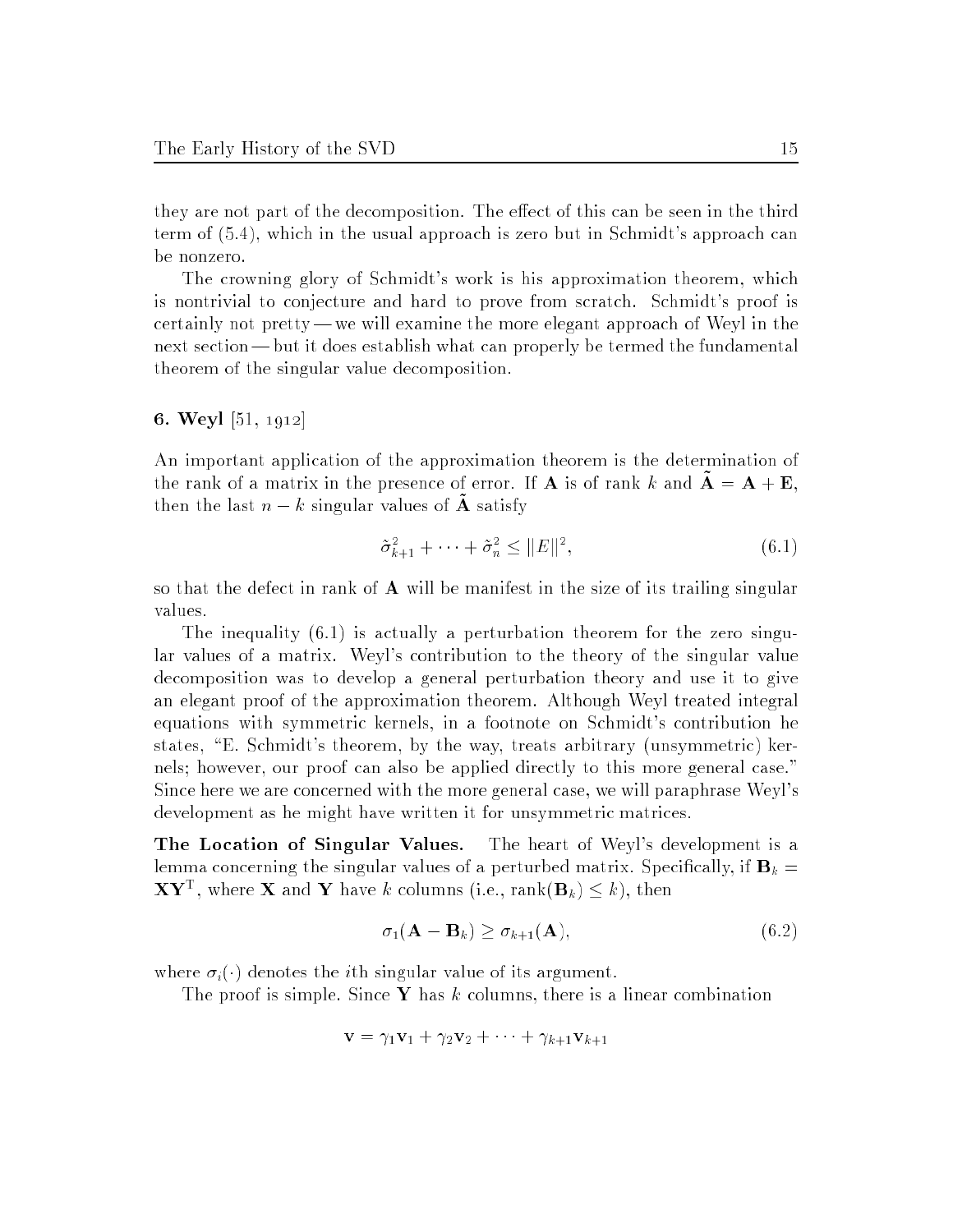they are not part of the decomposition. The effect of this can be seen in the third term of (5.4), which in the usual approach is zero but in Schmidt's approach can be nonzero.

The crowning glory of Schmidt's work is his approximation theorem, which is nontrivial to conjecture and hard to prove from scratch. Schmidt's proof is certainly not pretty — we will examine the more elegant approach of Weyl in the next section — but it does establish what can properly be termed the fundamental theorem of the singular value decomposition.

## 6. Weyl [51, 1912]

An important application of the approximation theorem is the determination of the rank of a matrix in the presence of error. If $\mathbf{A}$ is of rank $k$ and $\tilde{\mathbf{A}} = \mathbf{A} + \mathbf{E}$, then the last $n - k$ singular values of $\tilde{\mathbf{A}}$ satisfy

$$\tilde{\sigma}_{k+1}^2 + \cdots + \tilde{\sigma}_n^2 \le \|E\|^2, \tag{6.1}$$

so that the defect in rank of $\mathbf{A}$ will be manifest in the size of its trailing singular values.

The inequality (6.1) is actually a perturbation theorem for the zero singular values of a matrix. Weyl's contribution to the theory of the singular value decomposition was to develop a general perturbation theory and use it to give an elegant proof of the approximation theorem. Although Weyl treated integral equations with symmetric kernels, in a footnote on Schmidt's contribution he states, "E. Schmidt's theorem, by the way, treats arbitrary (unsymmetric) kernels; however, our proof can also be applied directly to this more general case." Since here we are concerned with the more general case, we will paraphrase Weyl's development as he might have written it for unsymmetric matrices.

**The Location of Singular Values.** The heart of Weyl's development is a lemma concerning the singular values of a perturbed matrix. Specifically, if $\mathbf{B}_k = \mathbf{X}\mathbf{Y}^{\mathrm{T}}$, where $\mathbf{X}$ and $\mathbf{Y}$ have $k$ columns (i.e., $\operatorname{rank}(\mathbf{B}_k) \le k$), then

$$\sigma_1(\mathbf{A} - \mathbf{B}_k) \ge \sigma_{k+1}(\mathbf{A}), \tag{6.2}$$

where $\sigma_i(\cdot)$ denotes the $i$th singular value of its argument.

The proof is simple. Since $\mathbf{Y}$ has $k$ columns, there is a linear combination

$$\mathbf{v} = \gamma_1 \mathbf{v}_1 + \gamma_2 \mathbf{v}_2 + \cdots + \gamma_{k+1} \mathbf{v}_{k+1}$$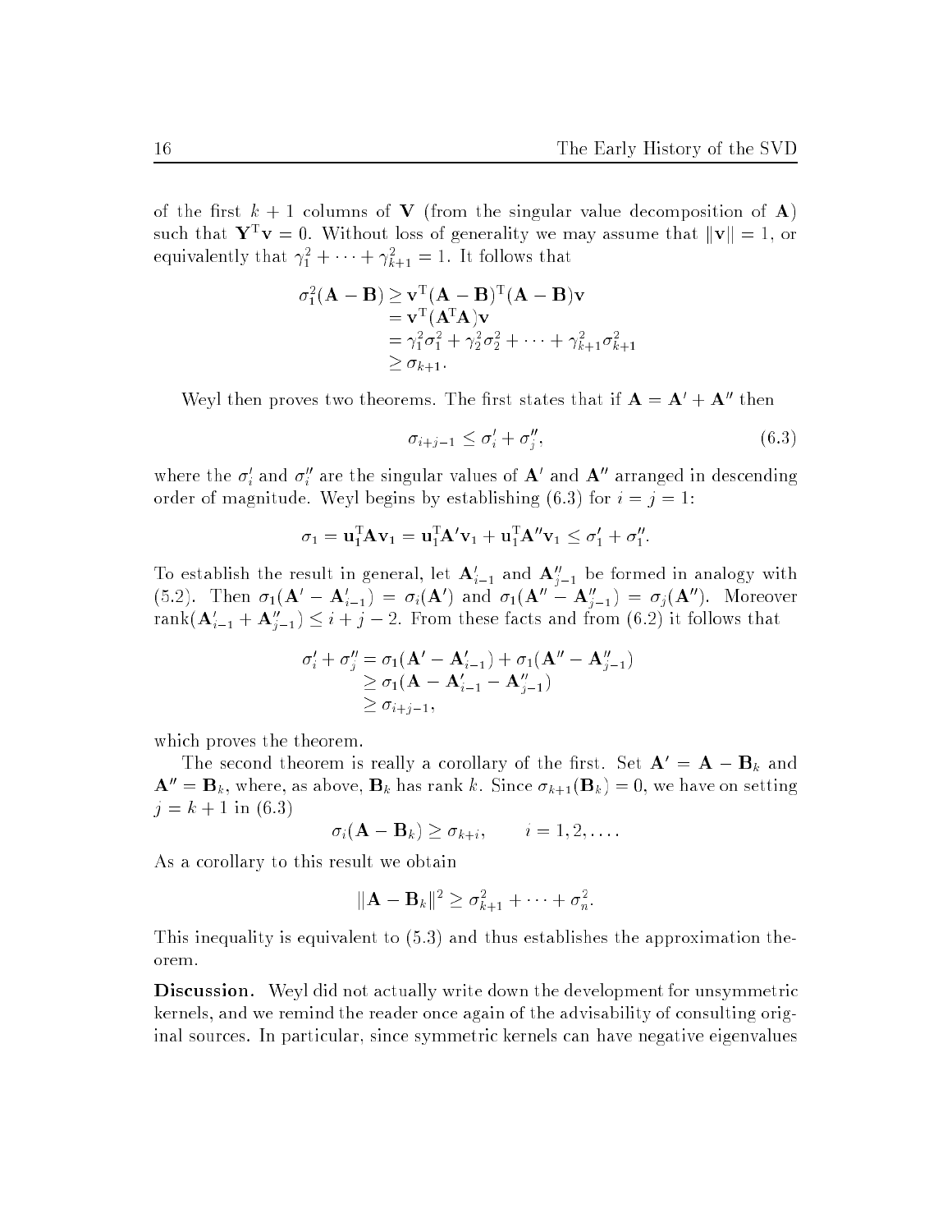of the first $k+1$ columns of $\mathbf{V}$ (from the singular value decomposition of $\mathbf{A}$) such that $\mathbf{Y}^{\mathrm{T}}\mathbf{v} = 0$. Without loss of generality we may assume that $\|\mathbf{v}\| = 1$, or equivalently that $\gamma_1^2 + \cdots + \gamma_{k+1}^2 = 1$. It follows that

$$
\begin{aligned}
\sigma_1^2(\mathbf{A} - \mathbf{B}) &\geq \mathbf{v}^{\mathrm{T}}(\mathbf{A} - \mathbf{B})^{\mathrm{T}}(\mathbf{A} - \mathbf{B})\mathbf{v} \\
&= \mathbf{v}^{\mathrm{T}}(\mathbf{A}^{\mathrm{T}}\mathbf{A})\mathbf{v} \\
&= \gamma_1^2\sigma_1^2 + \gamma_2^2\sigma_2^2 + \cdots + \gamma_{k+1}^2\sigma_{k+1}^2 \\
&\geq \sigma_{k+1}.
\end{aligned}
$$

Weyl then proves two theorems. The first states that if $\mathbf{A} = \mathbf{A}' + \mathbf{A}''$ then

$$
\sigma_{i+j-1} \leq \sigma_i' + \sigma_j'', \tag{6.3}
$$

where the $\sigma_i'$ and $\sigma_i''$ are the singular values of $\mathbf{A}'$ and $\mathbf{A}''$ arranged in descending order of magnitude. Weyl begins by establishing (6.3) for $i = j = 1$:

$$
\sigma_1 = \mathbf{u}_1^{\mathrm{T}}\mathbf{A}\mathbf{v}_1 = \mathbf{u}_1^{\mathrm{T}}\mathbf{A}'\mathbf{v}_1 + \mathbf{u}_1^{\mathrm{T}}\mathbf{A}''\mathbf{v}_1 \leq \sigma_1' + \sigma_1''.
$$

To establish the result in general, let $\mathbf{A}_{i-1}'$ and $\mathbf{A}_{j-1}''$ be formed in analogy with (5.2). Then $\sigma_1(\mathbf{A}' - \mathbf{A}_{i-1}') = \sigma_i(\mathbf{A}')$ and $\sigma_1(\mathbf{A}'' - \mathbf{A}_{j-1}'') = \sigma_j(\mathbf{A}'')$. Moreover $\operatorname{rank}(\mathbf{A}_{i-1}' + \mathbf{A}_{j-1}'') \leq i + j - 2$. From these facts and from (6.2) it follows that

$$
\begin{aligned}
\sigma_i' + \sigma_j'' &= \sigma_1(\mathbf{A}' - \mathbf{A}_{i-1}') + \sigma_1(\mathbf{A}'' - \mathbf{A}_{j-1}'') \\
&\geq \sigma_1(\mathbf{A} - \mathbf{A}_{i-1}' - \mathbf{A}_{j-1}'') \\
&\geq \sigma_{i+j-1},
\end{aligned}
$$

which proves the theorem.

The second theorem is really a corollary of the first. Set $\mathbf{A}' = \mathbf{A} - \mathbf{B}_k$ and $\mathbf{A}'' = \mathbf{B}_k$, where, as above, $\mathbf{B}_k$ has rank $k$. Since $\sigma_{k+1}(\mathbf{B}_k) = 0$, we have on setting $j = k+1$ in (6.3)

$$
\sigma_i(\mathbf{A} - \mathbf{B}_k) \geq \sigma_{k+i}, \qquad i = 1, 2, \ldots.
$$

As a corollary to this result we obtain

$$
\|\mathbf{A} - \mathbf{B}_k\|^2 \geq \sigma_{k+1}^2 + \cdots + \sigma_n^2.
$$

This inequality is equivalent to (5.3) and thus establishes the approximation theorem.

**Discussion.** Weyl did not actually write down the development for unsymmetric kernels, and we remind the reader once again of the advisability of consulting original sources. In particular, since symmetric kernels can have negative eigenvalues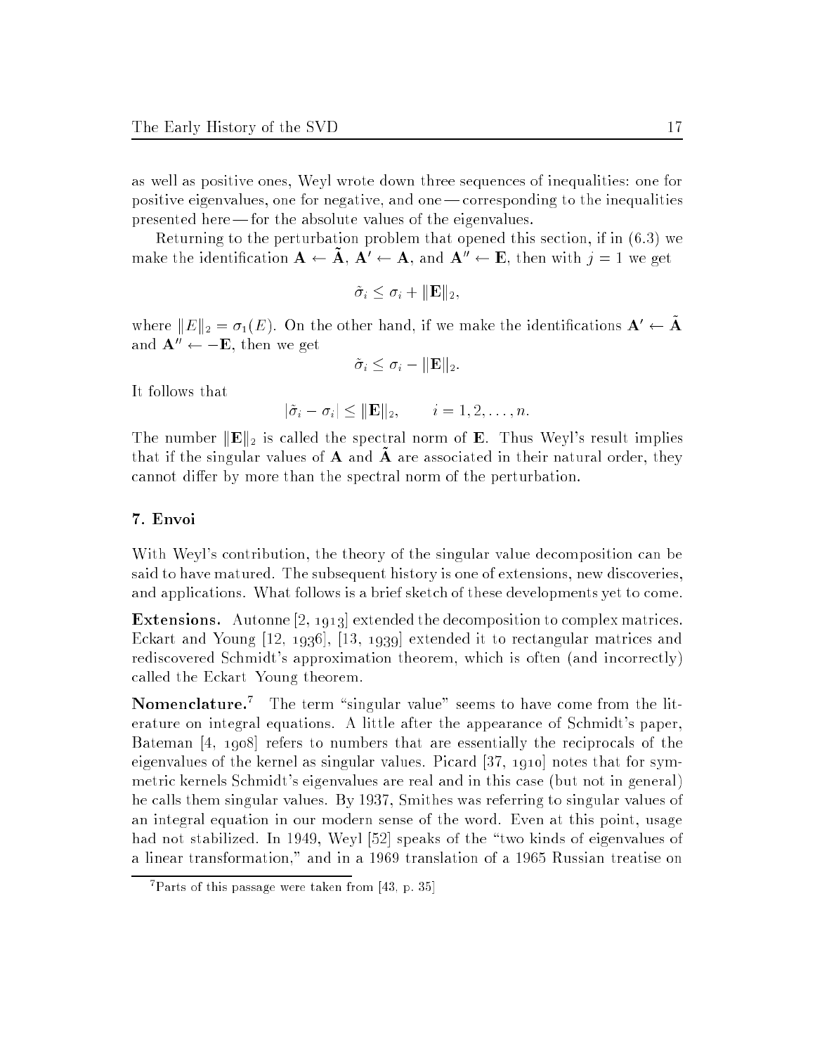as well as positive ones, Weyl wrote down three sequences of inequalities: one for positive eigenvalues, one for negative, and one — corresponding to the inequalities presented here — for the absolute values of the eigenvalues.

Returning to the perturbation problem that opened this section, if in (6.3) we make the identification $\mathbf{A} \leftarrow \tilde{\mathbf{A}}$, $\mathbf{A}' \leftarrow \mathbf{A}$, and $\mathbf{A}'' \leftarrow \mathbf{E}$, then with $j = 1$ we get

$$\tilde{\sigma}_i \le \sigma_i + \|\mathbf{E}\|_2,$$

where $\|E\|_2 = \sigma_1(E)$. On the other hand, if we make the identifications $\mathbf{A}' \leftarrow \tilde{\mathbf{A}}$ and $\mathbf{A}'' \leftarrow -\mathbf{E}$, then we get

$$\tilde{\sigma}_i \le \sigma_i - \|\mathbf{E}\|_2.$$

It follows that

$$|\tilde{\sigma}_i - \sigma_i| \le \|\mathbf{E}\|_2, \qquad i = 1, 2, \ldots, n.$$

The number $\|\mathbf{E}\|_2$ is called the spectral norm of $\mathbf{E}$. Thus Weyl's result implies that if the singular values of $\mathbf{A}$ and $\tilde{\mathbf{A}}$ are associated in their natural order, they cannot differ by more than the spectral norm of the perturbation.

## 7. Envoi

With Weyl's contribution, the theory of the singular value decomposition can be said to have matured. The subsequent history is one of extensions, new discoveries, and applications. What follows is a brief sketch of these developments yet to come.

**Extensions.** Autonne [2, 1913] extended the decomposition to complex matrices. Eckart and Young [12, 1936], [13, 1939] extended it to rectangular matrices and rediscovered Schmidt's approximation theorem, which is often (and incorrectly) called the Eckart Young theorem.

**Nomenclature.**[7] The term "singular value" seems to have come from the literature on integral equations. A little after the appearance of Schmidt's paper, Bateman [4, 1908] refers to numbers that are essentially the reciprocals of the eigenvalues of the kernel as singular values. Picard [37, 1910] notes that for symmetric kernels Schmidt's eigenvalues are real and in this case (but not in general) he calls them singular values. By 1937, Smithes was referring to singular values of an integral equation in our modern sense of the word. Even at this point, usage had not stabilized. In 1949, Weyl [52] speaks of the "two kinds of eigenvalues of a linear transformation," and in a 1969 translation of a 1965 Russian treatise on

[7] Parts of this passage were taken from [43, p. 35]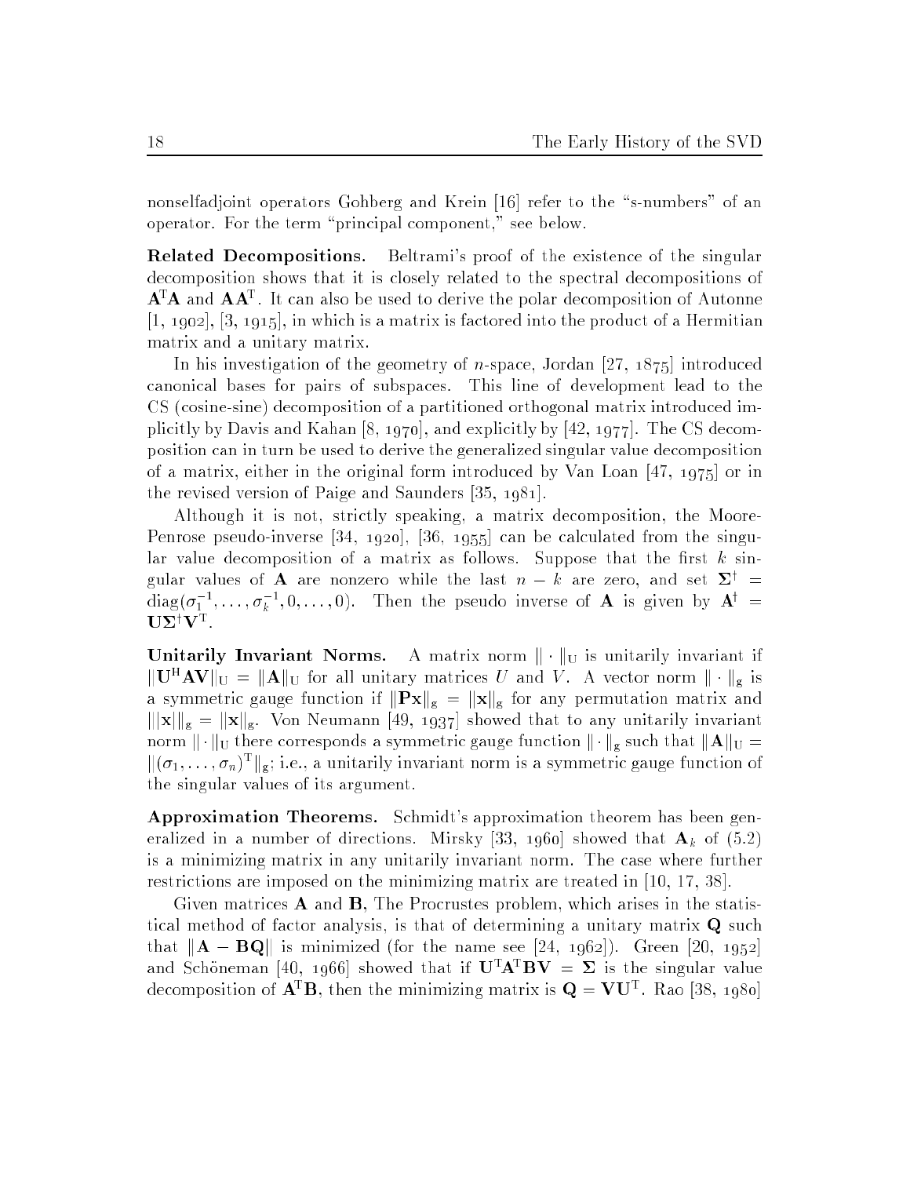nonselfadjoint operators Gohberg and Krein [16] refer to the "s-numbers" of an operator. For the term "principal component," see below.

**Related Decompositions.** Beltrami's proof of the existence of the singular decomposition shows that it is closely related to the spectral decompositions of $\mathbf{A}^{\mathrm{T}}\mathbf{A}$ and $\mathbf{A}\mathbf{A}^{\mathrm{T}}$. It can also be used to derive the polar decomposition of Autonne [1, 1902], [3, 1915], in which is a matrix is factored into the product of a Hermitian matrix and a unitary matrix.

In his investigation of the geometry of $n$-space, Jordan [27, 1875] introduced canonical bases for pairs of subspaces. This line of development lead to the CS (cosine-sine) decomposition of a partitioned orthogonal matrix introduced implicitly by Davis and Kahan [8, 1970], and explicitly by [42, 1977]. The CS decomposition can in turn be used to derive the generalized singular value decomposition of a matrix, either in the original form introduced by Van Loan [47, 1975] or in the revised version of Paige and Saunders [35, 1981].

Although it is not, strictly speaking, a matrix decomposition, the Moore-Penrose pseudo-inverse [34, 1920], [36, 1955] can be calculated from the singular value decomposition of a matrix as follows. Suppose that the first $k$ singular values of $\mathbf{A}$ are nonzero while the last $n-k$ are zero, and set $\mathbf{\Sigma}^{\dagger} = \mathrm{diag}(\sigma_1^{-1}, \ldots, \sigma_k^{-1}, 0, \ldots, 0)$. Then the pseudo inverse of $\mathbf{A}$ is given by $\mathbf{A}^{\dagger} = \mathbf{U}\mathbf{\Sigma}^{\dagger}\mathbf{V}^{\mathrm{T}}$.

**Unitarily Invariant Norms.** A matrix norm $\|\cdot\|_{\mathrm{U}}$ is unitarily invariant if $\|\mathbf{U}^{\mathrm{H}}\mathbf{A}\mathbf{V}\|_{\mathrm{U}} = \|\mathbf{A}\|_{\mathrm{U}}$ for all unitary matrices $U$ and $V$. A vector norm $\|\cdot\|_{\mathrm{g}}$ is a symmetric gauge function if $\|\mathbf{P}\mathbf{x}\|_{\mathrm{g}} = \|\mathbf{x}\|_{\mathrm{g}}$ for any permutation matrix and $\||\mathbf{x}|\|_{\mathrm{g}} = \|\mathbf{x}\|_{\mathrm{g}}$. Von Neumann [49, 1937] showed that to any unitarily invariant norm $\|\cdot\|_{\mathrm{U}}$ there corresponds a symmetric gauge function $\|\cdot\|_{\mathrm{g}}$ such that $\|\mathbf{A}\|_{\mathrm{U}} = \|(\sigma_1, \ldots, \sigma_n)^{\mathrm{T}}\|_{\mathrm{g}}$; i.e., a unitarily invariant norm is a symmetric gauge function of the singular values of its argument.

**Approximation Theorems.** Schmidt's approximation theorem has been generalized in a number of directions. Mirsky [33, 1960] showed that $\mathbf{A}_k$ of (5.2) is a minimizing matrix in any unitarily invariant norm. The case where further restrictions are imposed on the minimizing matrix are treated in [10, 17, 38].

Given matrices $\mathbf{A}$ and $\mathbf{B}$, The Procrustes problem, which arises in the statistical method of factor analysis, is that of determining a unitary matrix $\mathbf{Q}$ such that $\|\mathbf{A} - \mathbf{B}\mathbf{Q}\|$ is minimized (for the name see [24, 1962]). Green [20, 1952] and Schöneman [40, 1966] showed that if $\mathbf{U}^{\mathrm{T}}\mathbf{A}^{\mathrm{T}}\mathbf{B}\mathbf{V} = \mathbf{\Sigma}$ is the singular value decomposition of $\mathbf{A}^{\mathrm{T}}\mathbf{B}$, then the minimizing matrix is $\mathbf{Q} = \mathbf{V}\mathbf{U}^{\mathrm{T}}$. Rao [38, 1980]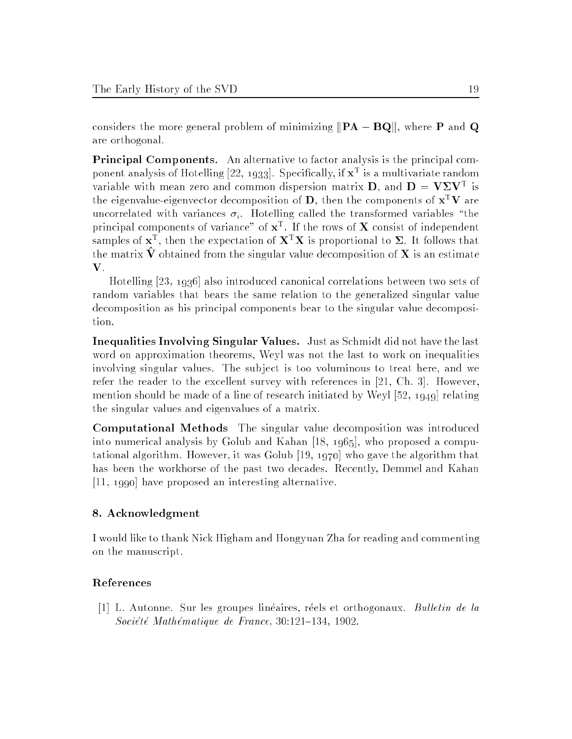considers the more general problem of minimizing $\|\mathbf{PA} - \mathbf{BQ}\|$, where $\mathbf{P}$ and $\mathbf{Q}$ are orthogonal.

**Principal Components.** An alternative to factor analysis is the principal component analysis of Hotelling [22, 1933]. Specifically, if $\mathbf{x}^{\mathrm{T}}$ is a multivariate random variable with mean zero and common dispersion matrix $\mathbf{D}$, and $\mathbf{D} = \mathbf{V}\mathbf{\Sigma}\mathbf{V}^{\mathrm{T}}$ is the eigenvalue-eigenvector decomposition of $\mathbf{D}$, then the components of $\mathbf{x}^{\mathrm{T}}\mathbf{V}$ are uncorrelated with variances $\sigma_i$. Hotelling called the transformed variables "the principal components of variance" of $\mathbf{x}^{\mathrm{T}}$. If the rows of $\mathbf{X}$ consist of independent samples of $\mathbf{x}^{\mathrm{T}}$, then the expectation of $\mathbf{X}^{\mathrm{T}}\mathbf{X}$ is proportional to $\mathbf{\Sigma}$. It follows that the matrix $\hat{\mathbf{V}}$ obtained from the singular value decomposition of $\mathbf{X}$ is an estimate $\mathbf{V}$.

Hotelling [23, 1936] also introduced canonical correlations between two sets of random variables that bears the same relation to the generalized singular value decomposition as his principal components bear to the singular value decomposition.

**Inequalities Involving Singular Values.** Just as Schmidt did not have the last word on approximation theorems, Weyl was not the last to work on inequalities involving singular values. The subject is too voluminous to treat here, and we refer the reader to the excellent survey with references in [21, Ch. 3]. However, mention should be made of a line of research initiated by Weyl [52, 1949] relating the singular values and eigenvalues of a matrix.

**Computational Methods** The singular value decomposition was introduced into numerical analysis by Golub and Kahan [18, 1965], who proposed a computational algorithm. However, it was Golub [19, 1970] who gave the algorithm that has been the workhorse of the past two decades. Recently, Demmel and Kahan [11, 1990] have proposed an interesting alternative.

## 8. Acknowledgment

I would like to thank Nick Higham and Hongyuan Zha for reading and commenting on the manuscript.

## References

[1] L. Autonne. Sur les groupes linéaires, réels et orthogonaux. *Bulletin de la Société Mathématique de France*, 30:121–134, 1902.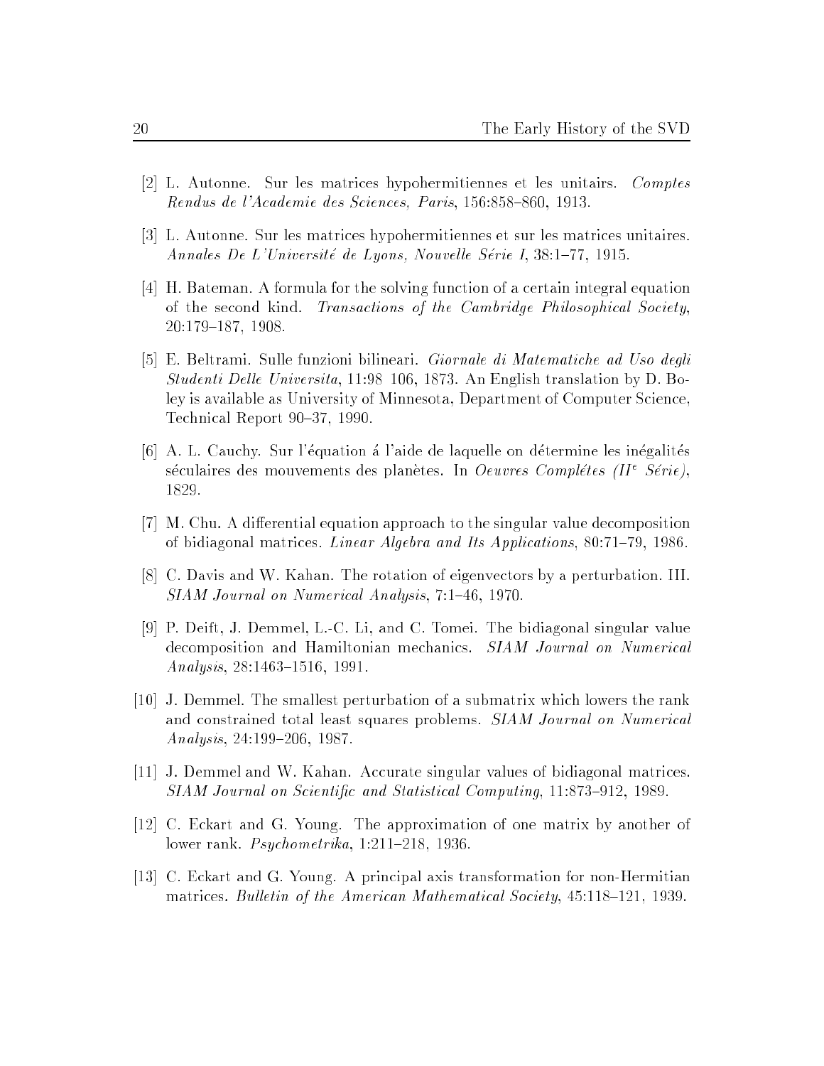[2] L. Autonne. Sur les matrices hypohermitiennes et les unitairs. *Comptes Rendus de l'Academie des Sciences, Paris*, 156:858–860, 1913.

[3] L. Autonne. Sur les matrices hypohermitiennes et sur les matrices unitaires. *Annales De L'Université de Lyons, Nouvelle Série I*, 38:1–77, 1915.

[4] H. Bateman. A formula for the solving function of a certain integral equation of the second kind. *Transactions of the Cambridge Philosophical Society*, 20:179–187, 1908.

[5] E. Beltrami. Sulle funzioni bilineari. *Giornale di Matematiche ad Uso degli Studenti Delle Universita*, 11:98 106, 1873. An English translation by D. Boley is available as University of Minnesota, Department of Computer Science, Technical Report 90–37, 1990.

[6] A. L. Cauchy. Sur l'équation á l'aide de laquelle on détermine les inégalités séculaires des mouvements des planètes. In *Oeuvres Complétes (II$^e$ Série)*, 1829.

[7] M. Chu. A differential equation approach to the singular value decomposition of bidiagonal matrices. *Linear Algebra and Its Applications*, 80:71–79, 1986.

[8] C. Davis and W. Kahan. The rotation of eigenvectors by a perturbation. III. *SIAM Journal on Numerical Analysis*, 7:1–46, 1970.

[9] P. Deift, J. Demmel, L.-C. Li, and C. Tomei. The bidiagonal singular value decomposition and Hamiltonian mechanics. *SIAM Journal on Numerical Analysis*, 28:1463–1516, 1991.

[10] J. Demmel. The smallest perturbation of a submatrix which lowers the rank and constrained total least squares problems. *SIAM Journal on Numerical Analysis*, 24:199–206, 1987.

[11] J. Demmel and W. Kahan. Accurate singular values of bidiagonal matrices. *SIAM Journal on Scientific and Statistical Computing*, 11:873–912, 1989.

[12] C. Eckart and G. Young. The approximation of one matrix by another of lower rank. *Psychometrika*, 1:211–218, 1936.

[13] C. Eckart and G. Young. A principal axis transformation for non-Hermitian matrices. *Bulletin of the American Mathematical Society*, 45:118–121, 1939.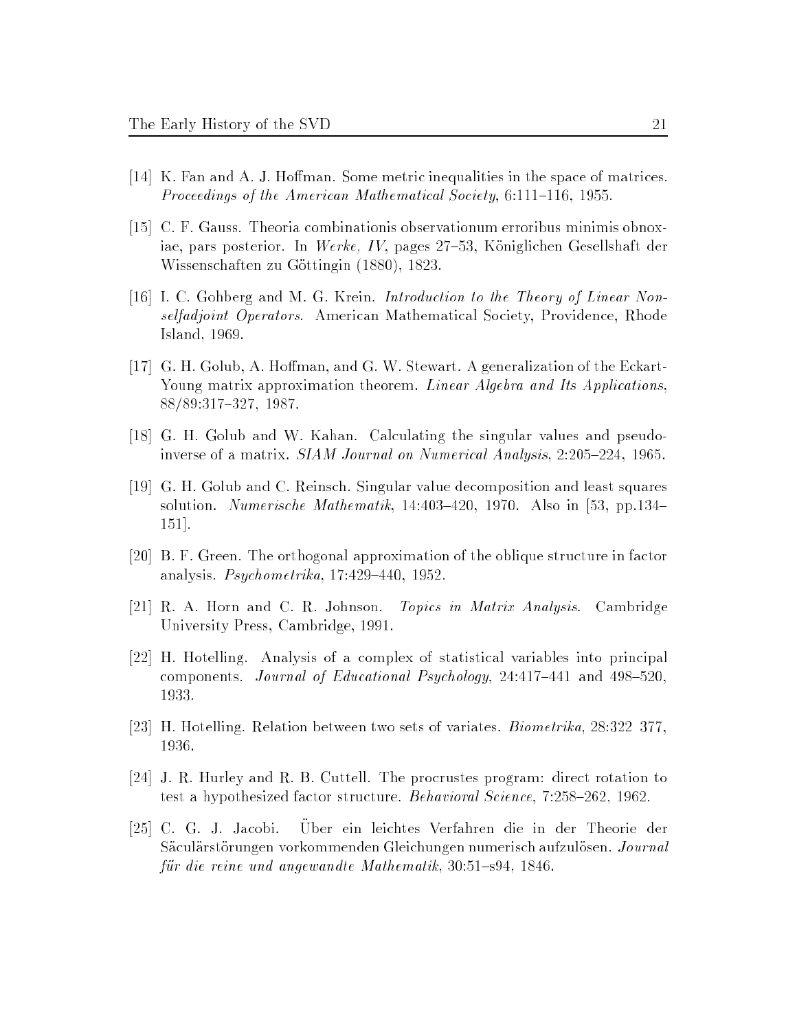[14] K. Fan and A. J. Hoffman. Some metric inequalities in the space of matrices. *Proceedings of the American Mathematical Society*, 6:111–116, 1955.

[15] C. F. Gauss. Theoria combinationis observationum erroribus minimis obnoxiae, pars posterior. In *Werke, IV*, pages 27–53, Königlichen Gesellshaft der Wissenschaften zu Göttingin (1880), 1823.

[16] I. C. Gohberg and M. G. Krein. *Introduction to the Theory of Linear Nonselfadjoint Operators*. American Mathematical Society, Providence, Rhode Island, 1969.

[17] G. H. Golub, A. Hoffman, and G. W. Stewart. A generalization of the Eckart-Young matrix approximation theorem. *Linear Algebra and Its Applications*, 88/89:317–327, 1987.

[18] G. H. Golub and W. Kahan. Calculating the singular values and pseudo-inverse of a matrix. *SIAM Journal on Numerical Analysis*, 2:205–224, 1965.

[19] G. H. Golub and C. Reinsch. Singular value decomposition and least squares solution. *Numerische Mathematik*, 14:403–420, 1970. Also in [53, pp.134–151].

[20] B. F. Green. The orthogonal approximation of the oblique structure in factor analysis. *Psychometrika*, 17:429–440, 1952.

[21] R. A. Horn and C. R. Johnson. *Topics in Matrix Analysis*. Cambridge University Press, Cambridge, 1991.

[22] H. Hotelling. Analysis of a complex of statistical variables into principal components. *Journal of Educational Psychology*, 24:417–441 and 498–520, 1933.

[23] H. Hotelling. Relation between two sets of variates. *Biometrika*, 28:322 377, 1936.

[24] J. R. Hurley and R. B. Cuttell. The procrustes program: direct rotation to test a hypothesized factor structure. *Behavioral Science*, 7:258–262, 1962.

[25] C. G. J. Jacobi. Über ein leichtes Verfahren die in der Theorie der Säculärstörungen vorkommenden Gleichungen numerisch aufzulösen. *Journal für die reine und angewandte Mathematik*, 30:51–s94, 1846.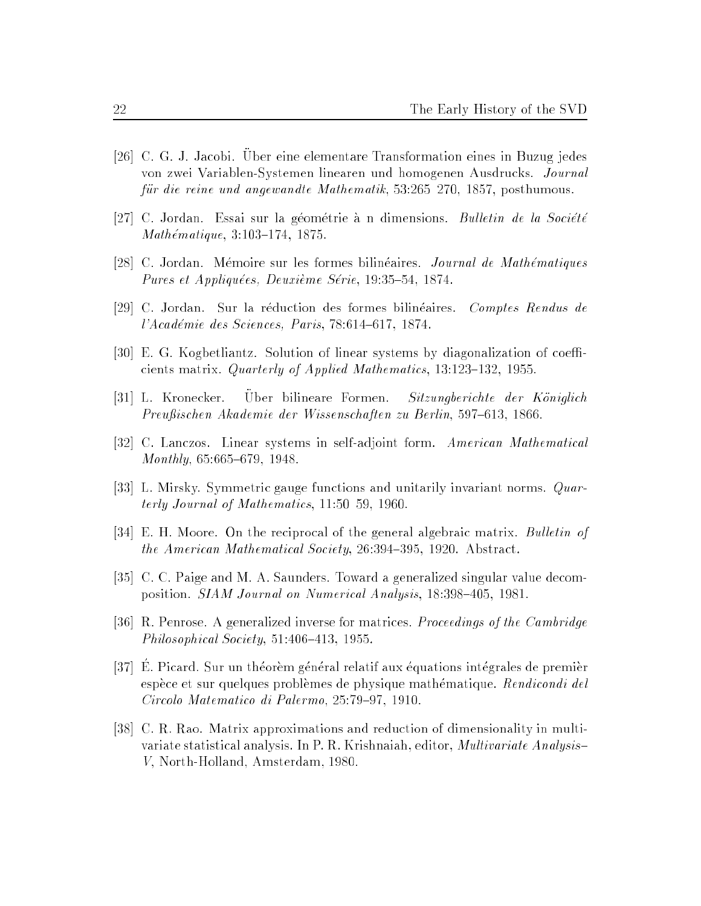[26] C. G. J. Jacobi. Über eine elementare Transformation eines in Buzug jedes von zwei Variablen-Systemen linearen und homogenen Ausdrucks. *Journal für die reine und angewandte Mathematik*, 53:265 270, 1857, posthumous.

[27] C. Jordan. Essai sur la géométrie à n dimensions. *Bulletin de la Société Mathématique*, 3:103–174, 1875.

[28] C. Jordan. Mémoire sur les formes bilinéaires. *Journal de Mathématiques Pures et Appliquées, Deuxième Série*, 19:35–54, 1874.

[29] C. Jordan. Sur la réduction des formes bilinéaires. *Comptes Rendus de l'Académie des Sciences, Paris*, 78:614–617, 1874.

[30] E. G. Kogbetliantz. Solution of linear systems by diagonalization of coefficients matrix. *Quarterly of Applied Mathematics*, 13:123–132, 1955.

[31] L. Kronecker. Über bilineare Formen. *Sitzungberichte der Königlich Preußischen Akademie der Wissenschaften zu Berlin*, 597–613, 1866.

[32] C. Lanczos. Linear systems in self-adjoint form. *American Mathematical Monthly*, 65:665–679, 1948.

[33] L. Mirsky. Symmetric gauge functions and unitarily invariant norms. *Quarterly Journal of Mathematics*, 11:50 59, 1960.

[34] E. H. Moore. On the reciprocal of the general algebraic matrix. *Bulletin of the American Mathematical Society*, 26:394–395, 1920. Abstract.

[35] C. C. Paige and M. A. Saunders. Toward a generalized singular value decomposition. *SIAM Journal on Numerical Analysis*, 18:398–405, 1981.

[36] R. Penrose. A generalized inverse for matrices. *Proceedings of the Cambridge Philosophical Society*, 51:406–413, 1955.

[37] É. Picard. Sur un théorèm général relatif aux équations intégrales de premièr espèce et sur quelques problèmes de physique mathématique. *Rendicondi del Circolo Matematico di Palermo*, 25:79–97, 1910.

[38] C. R. Rao. Matrix approximations and reduction of dimensionality in multivariate statistical analysis. In P. R. Krishnaiah, editor, *Multivariate Analysis–V*, North-Holland, Amsterdam, 1980.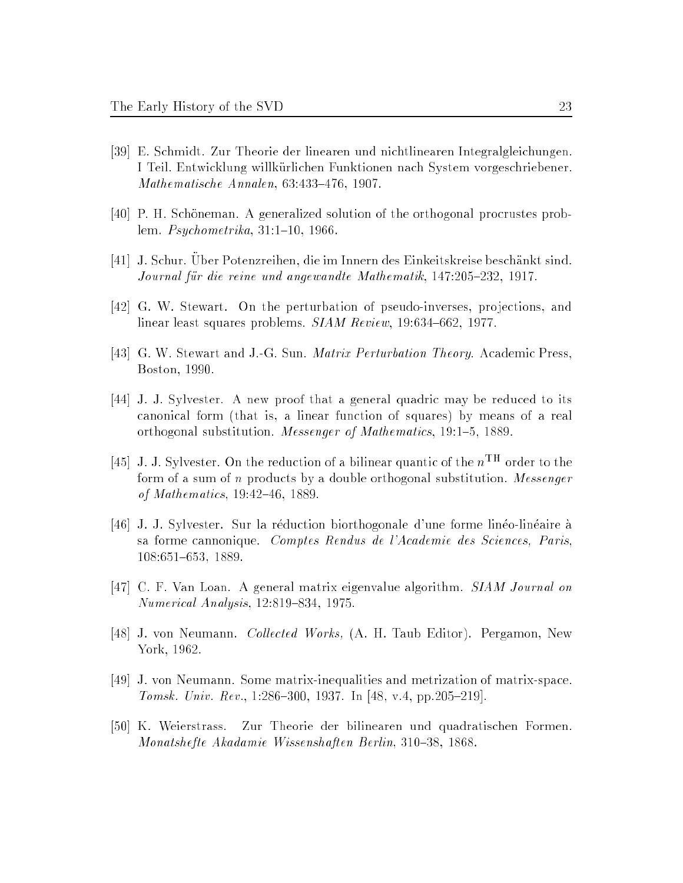[39] E. Schmidt. Zur Theorie der linearen und nichtlinearen Integralgleichungen. I Teil. Entwicklung willkürlichen Funktionen nach System vorgeschriebener. *Mathematische Annalen*, 63:433–476, 1907.

[40] P. H. Schöneman. A generalized solution of the orthogonal procrustes problem. *Psychometrika*, 31:1–10, 1966.

[41] J. Schur. Über Potenzreihen, die im Innern des Einkeitskreise beschänkt sind. *Journal für die reine und angewandte Mathematik*, 147:205–232, 1917.

[42] G. W. Stewart. On the perturbation of pseudo-inverses, projections, and linear least squares problems. *SIAM Review*, 19:634–662, 1977.

[43] G. W. Stewart and J.-G. Sun. *Matrix Perturbation Theory*. Academic Press, Boston, 1990.

[44] J. J. Sylvester. A new proof that a general quadric may be reduced to its canonical form (that is, a linear function of squares) by means of a real orthogonal substitution. *Messenger of Mathematics*, 19:1–5, 1889.

[45] J. J. Sylvester. On the reduction of a bilinear quantic of the $n^{\mathrm{TH}}$ order to the form of a sum of $n$ products by a double orthogonal substitution. *Messenger of Mathematics*, 19:42–46, 1889.

[46] J. J. Sylvester. Sur la réduction biorthogonale d'une forme linéo-linéaire à sa forme cannonique. *Comptes Rendus de l'Academie des Sciences, Paris*, 108:651–653, 1889.

[47] C. F. Van Loan. A general matrix eigenvalue algorithm. *SIAM Journal on Numerical Analysis*, 12:819–834, 1975.

[48] J. von Neumann. *Collected Works,* (A. H. Taub Editor). Pergamon, New York, 1962.

[49] J. von Neumann. Some matrix-inequalities and metrization of matrix-space. *Tomsk. Univ. Rev.*, 1:286–300, 1937. In [48, v.4, pp.205–219].

[50] K. Weierstrass. Zur Theorie der bilinearen und quadratischen Formen. *Monatshefte Akadamie Wissenshaften Berlin*, 310–38, 1868.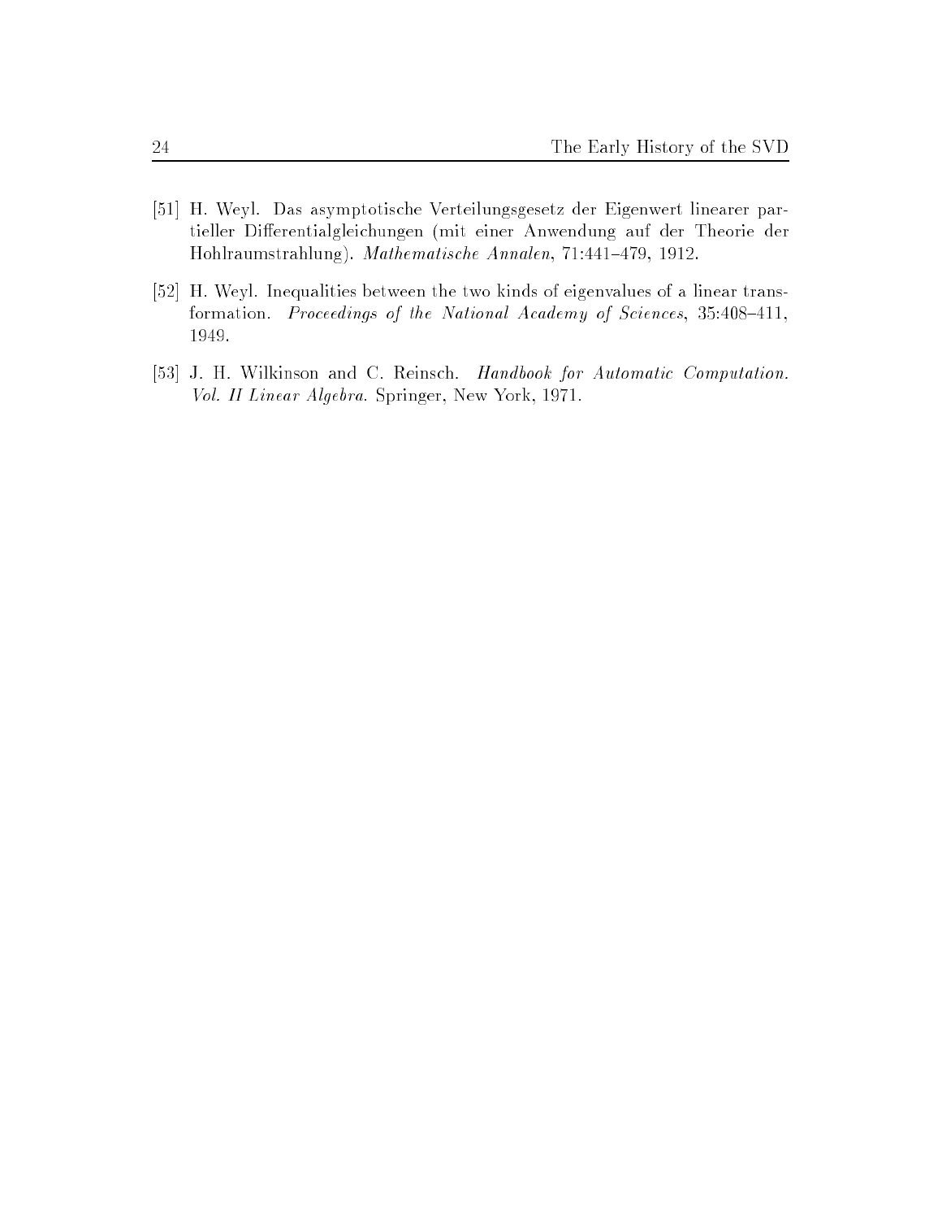[51] H. Weyl. Das asymptotische Verteilungsgesetz der Eigenwert linearer partieller Differentialgleichungen (mit einer Anwendung auf der Theorie der Hohlraumstrahlung). *Mathematische Annalen*, 71:441–479, 1912.

[52] H. Weyl. Inequalities between the two kinds of eigenvalues of a linear transformation. *Proceedings of the National Academy of Sciences*, 35:408–411, 1949.

[53] J. H. Wilkinson and C. Reinsch. *Handbook for Automatic Computation. Vol. II Linear Algebra.* Springer, New York, 1971.